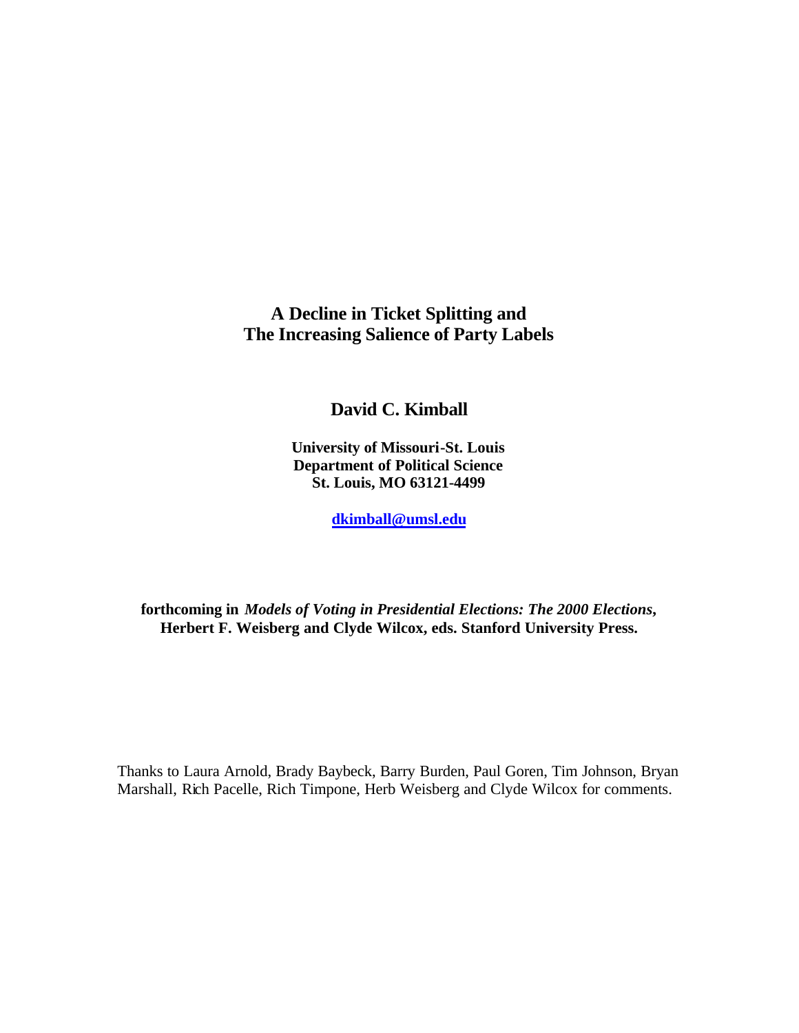# A Decline in Ticket Splitting and The Increasing Salience of Party Labels

**David C. Kimball**

**University of Missouri-St. Louis**
**Department of Political Science**
**St. Louis, MO 63121-4499**

**dkimball@umsl.edu**

**forthcoming in *Models of Voting in Presidential Elections: The 2000 Elections*, Herbert F. Weisberg and Clyde Wilcox, eds. Stanford University Press.**

Thanks to Laura Arnold, Brady Baybeck, Barry Burden, Paul Goren, Tim Johnson, Bryan Marshall, Rich Pacelle, Rich Timpone, Herb Weisberg and Clyde Wilcox for comments.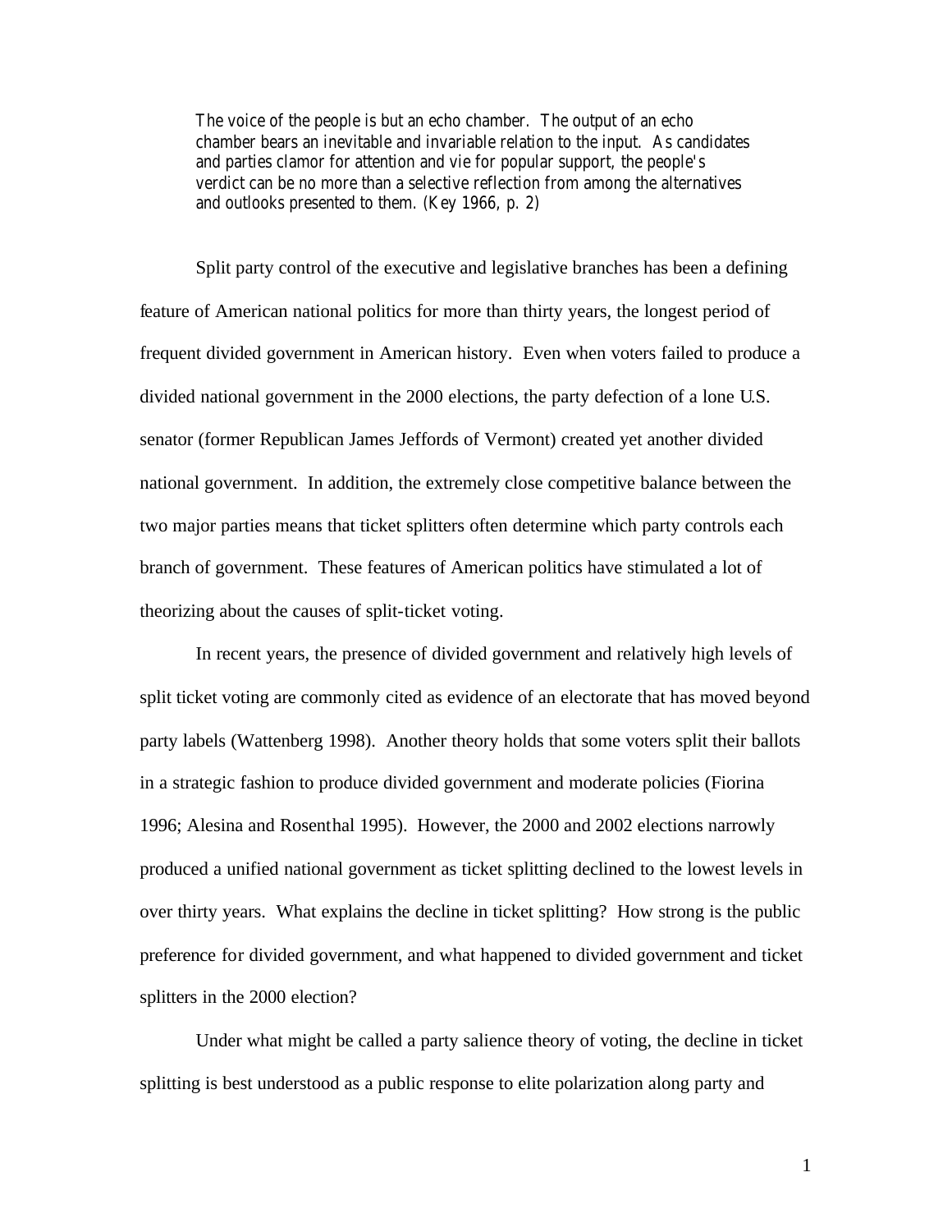> The voice of the people is but an echo chamber. The output of an echo chamber bears an inevitable and invariable relation to the input. As candidates and parties clamor for attention and vie for popular support, the people's verdict can be no more than a selective reflection from among the alternatives and outlooks presented to them. (Key 1966, p. 2)

Split party control of the executive and legislative branches has been a defining feature of American national politics for more than thirty years, the longest period of frequent divided government in American history. Even when voters failed to produce a divided national government in the 2000 elections, the party defection of a lone U.S. senator (former Republican James Jeffords of Vermont) created yet another divided national government. In addition, the extremely close competitive balance between the two major parties means that ticket splitters often determine which party controls each branch of government. These features of American politics have stimulated a lot of theorizing about the causes of split-ticket voting.

In recent years, the presence of divided government and relatively high levels of split ticket voting are commonly cited as evidence of an electorate that has moved beyond party labels (Wattenberg 1998). Another theory holds that some voters split their ballots in a strategic fashion to produce divided government and moderate policies (Fiorina 1996; Alesina and Rosenthal 1995). However, the 2000 and 2002 elections narrowly produced a unified national government as ticket splitting declined to the lowest levels in over thirty years. What explains the decline in ticket splitting? How strong is the public preference for divided government, and what happened to divided government and ticket splitters in the 2000 election?

Under what might be called a party salience theory of voting, the decline in ticket splitting is best understood as a public response to elite polarization along party and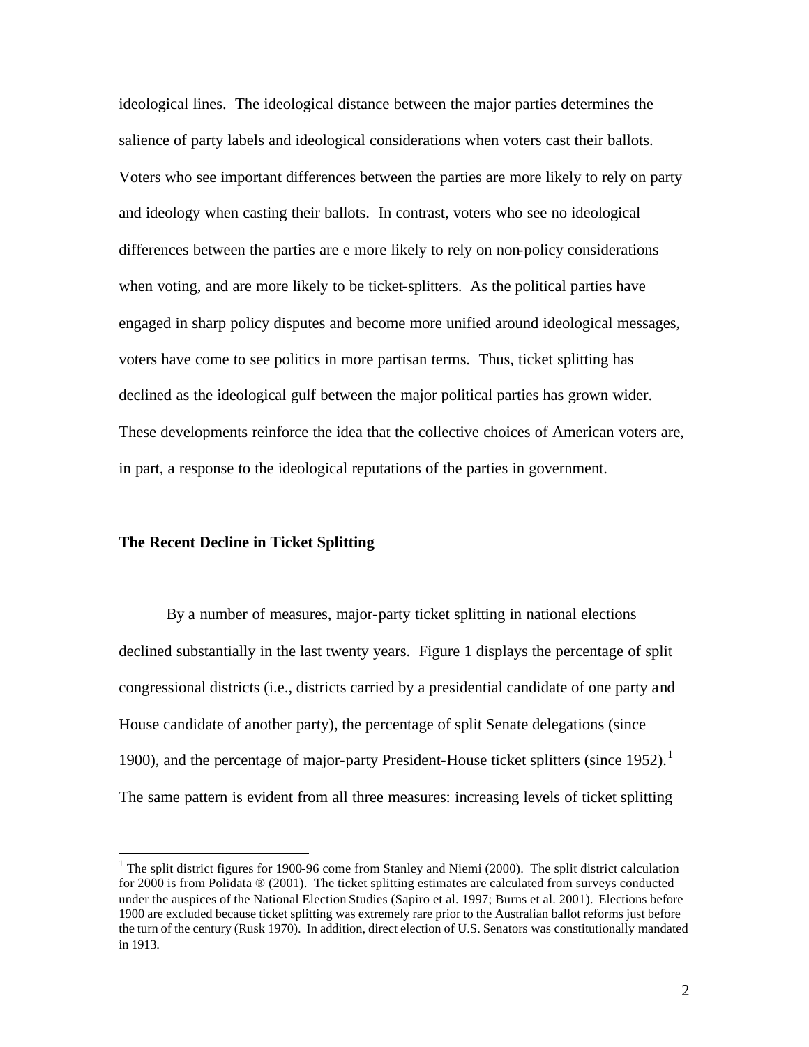ideological lines. The ideological distance between the major parties determines the salience of party labels and ideological considerations when voters cast their ballots. Voters who see important differences between the parties are more likely to rely on party and ideology when casting their ballots. In contrast, voters who see no ideological differences between the parties are e more likely to rely on non-policy considerations when voting, and are more likely to be ticket-splitters. As the political parties have engaged in sharp policy disputes and become more unified around ideological messages, voters have come to see politics in more partisan terms. Thus, ticket splitting has declined as the ideological gulf between the major political parties has grown wider. These developments reinforce the idea that the collective choices of American voters are, in part, a response to the ideological reputations of the parties in government.

### The Recent Decline in Ticket Splitting

By a number of measures, major-party ticket splitting in national elections declined substantially in the last twenty years. Figure 1 displays the percentage of split congressional districts (i.e., districts carried by a presidential candidate of one party and House candidate of another party), the percentage of split Senate delegations (since 1900), and the percentage of major-party President-House ticket splitters (since 1952).[1] The same pattern is evident from all three measures: increasing levels of ticket splitting

---

[1] The split district figures for 1900-96 come from Stanley and Niemi (2000). The split district calculation for 2000 is from Polidata ® (2001). The ticket splitting estimates are calculated from surveys conducted under the auspices of the National Election Studies (Sapiro et al. 1997; Burns et al. 2001). Elections before 1900 are excluded because ticket splitting was extremely rare prior to the Australian ballot reforms just before the turn of the century (Rusk 1970). In addition, direct election of U.S. Senators was constitutionally mandated in 1913.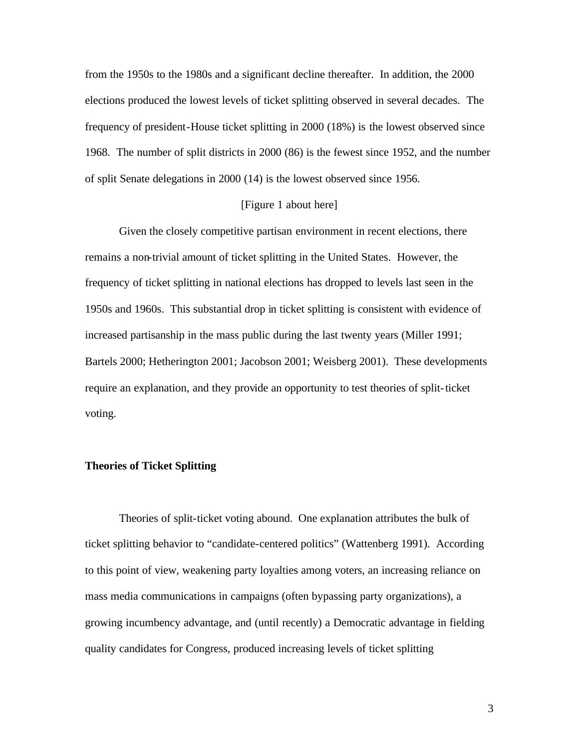from the 1950s to the 1980s and a significant decline thereafter. In addition, the 2000 elections produced the lowest levels of ticket splitting observed in several decades. The frequency of president-House ticket splitting in 2000 (18%) is the lowest observed since 1968. The number of split districts in 2000 (86) is the fewest since 1952, and the number of split Senate delegations in 2000 (14) is the lowest observed since 1956.

[Figure 1 about here]

Given the closely competitive partisan environment in recent elections, there remains a non-trivial amount of ticket splitting in the United States. However, the frequency of ticket splitting in national elections has dropped to levels last seen in the 1950s and 1960s. This substantial drop in ticket splitting is consistent with evidence of increased partisanship in the mass public during the last twenty years (Miller 1991; Bartels 2000; Hetherington 2001; Jacobson 2001; Weisberg 2001). These developments require an explanation, and they provide an opportunity to test theories of split-ticket voting.

## Theories of Ticket Splitting

Theories of split-ticket voting abound. One explanation attributes the bulk of ticket splitting behavior to "candidate-centered politics" (Wattenberg 1991). According to this point of view, weakening party loyalties among voters, an increasing reliance on mass media communications in campaigns (often bypassing party organizations), a growing incumbency advantage, and (until recently) a Democratic advantage in fielding quality candidates for Congress, produced increasing levels of ticket splitting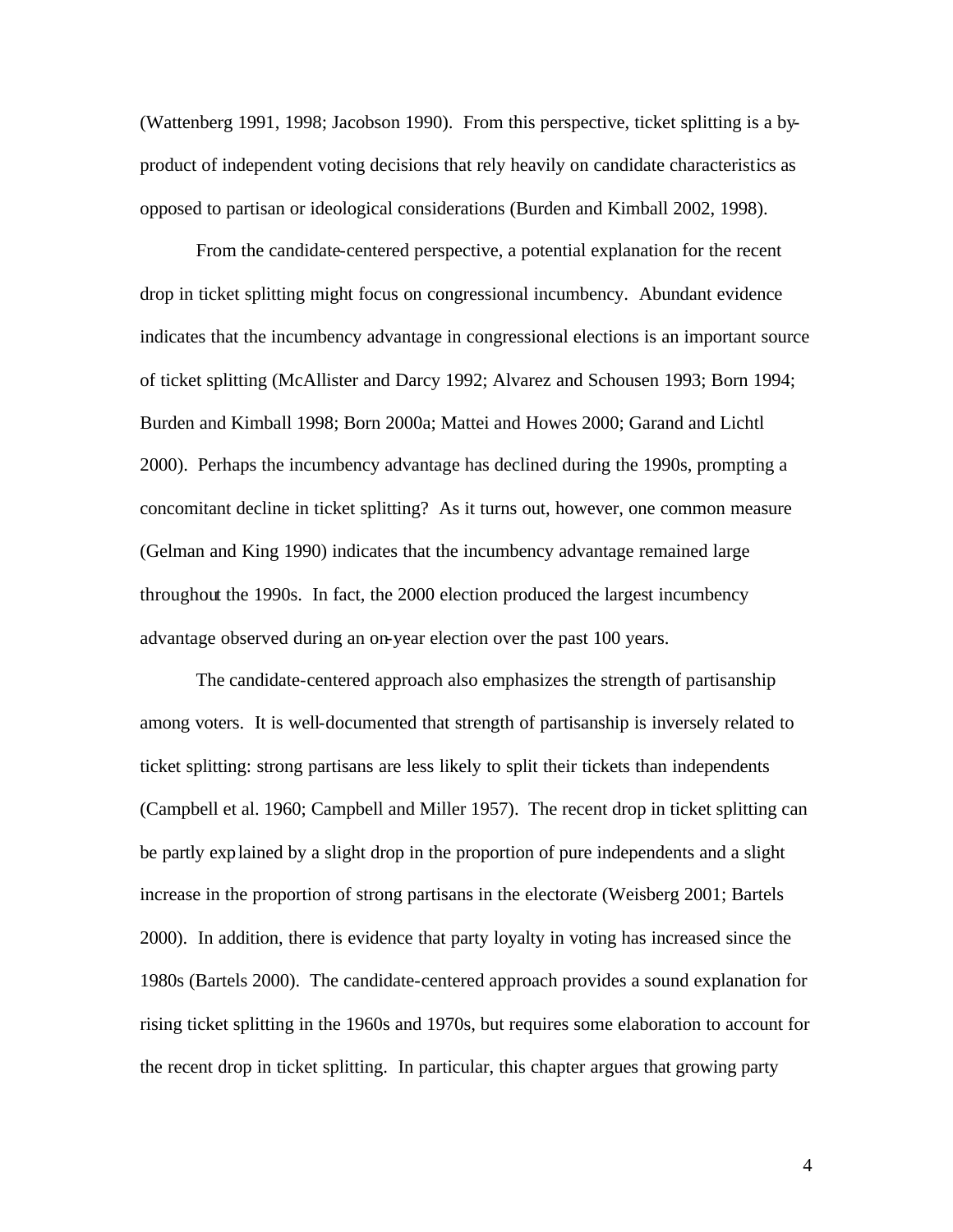(Wattenberg 1991, 1998; Jacobson 1990). From this perspective, ticket splitting is a by-product of independent voting decisions that rely heavily on candidate characteristics as opposed to partisan or ideological considerations (Burden and Kimball 2002, 1998).

From the candidate-centered perspective, a potential explanation for the recent drop in ticket splitting might focus on congressional incumbency. Abundant evidence indicates that the incumbency advantage in congressional elections is an important source of ticket splitting (McAllister and Darcy 1992; Alvarez and Schousen 1993; Born 1994; Burden and Kimball 1998; Born 2000a; Mattei and Howes 2000; Garand and Lichtl 2000). Perhaps the incumbency advantage has declined during the 1990s, prompting a concomitant decline in ticket splitting? As it turns out, however, one common measure (Gelman and King 1990) indicates that the incumbency advantage remained large throughout the 1990s. In fact, the 2000 election produced the largest incumbency advantage observed during an on-year election over the past 100 years.

The candidate-centered approach also emphasizes the strength of partisanship among voters. It is well-documented that strength of partisanship is inversely related to ticket splitting: strong partisans are less likely to split their tickets than independents (Campbell et al. 1960; Campbell and Miller 1957). The recent drop in ticket splitting can be partly explained by a slight drop in the proportion of pure independents and a slight increase in the proportion of strong partisans in the electorate (Weisberg 2001; Bartels 2000). In addition, there is evidence that party loyalty in voting has increased since the 1980s (Bartels 2000). The candidate-centered approach provides a sound explanation for rising ticket splitting in the 1960s and 1970s, but requires some elaboration to account for the recent drop in ticket splitting. In particular, this chapter argues that growing party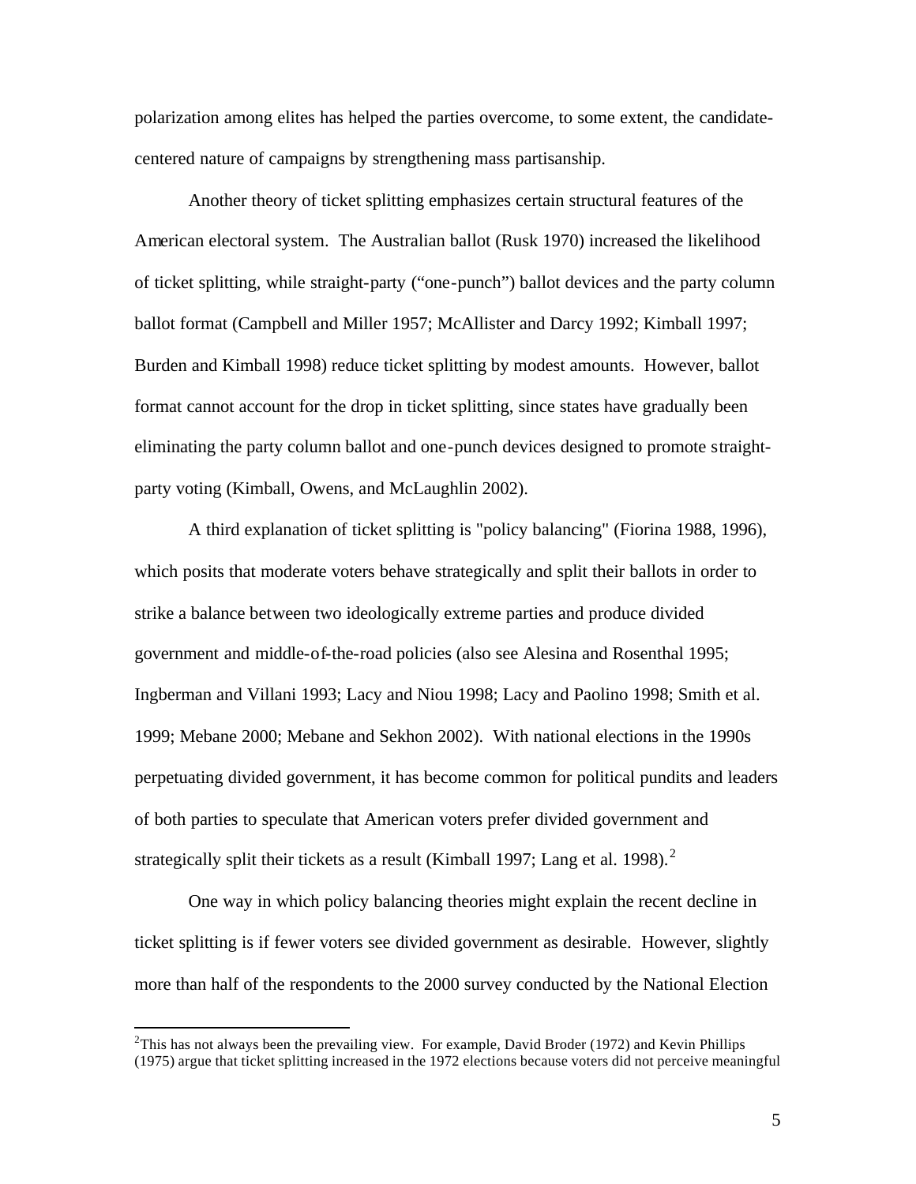polarization among elites has helped the parties overcome, to some extent, the candidate-centered nature of campaigns by strengthening mass partisanship.

Another theory of ticket splitting emphasizes certain structural features of the American electoral system. The Australian ballot (Rusk 1970) increased the likelihood of ticket splitting, while straight-party ("one-punch") ballot devices and the party column ballot format (Campbell and Miller 1957; McAllister and Darcy 1992; Kimball 1997; Burden and Kimball 1998) reduce ticket splitting by modest amounts. However, ballot format cannot account for the drop in ticket splitting, since states have gradually been eliminating the party column ballot and one-punch devices designed to promote straight-party voting (Kimball, Owens, and McLaughlin 2002).

A third explanation of ticket splitting is "policy balancing" (Fiorina 1988, 1996), which posits that moderate voters behave strategically and split their ballots in order to strike a balance between two ideologically extreme parties and produce divided government and middle-of-the-road policies (also see Alesina and Rosenthal 1995; Ingberman and Villani 1993; Lacy and Niou 1998; Lacy and Paolino 1998; Smith et al. 1999; Mebane 2000; Mebane and Sekhon 2002). With national elections in the 1990s perpetuating divided government, it has become common for political pundits and leaders of both parties to speculate that American voters prefer divided government and strategically split their tickets as a result (Kimball 1997; Lang et al. 1998).[2]

One way in which policy balancing theories might explain the recent decline in ticket splitting is if fewer voters see divided government as desirable. However, slightly more than half of the respondents to the 2000 survey conducted by the National Election

---

[2]This has not always been the prevailing view. For example, David Broder (1972) and Kevin Phillips (1975) argue that ticket splitting increased in the 1972 elections because voters did not perceive meaningful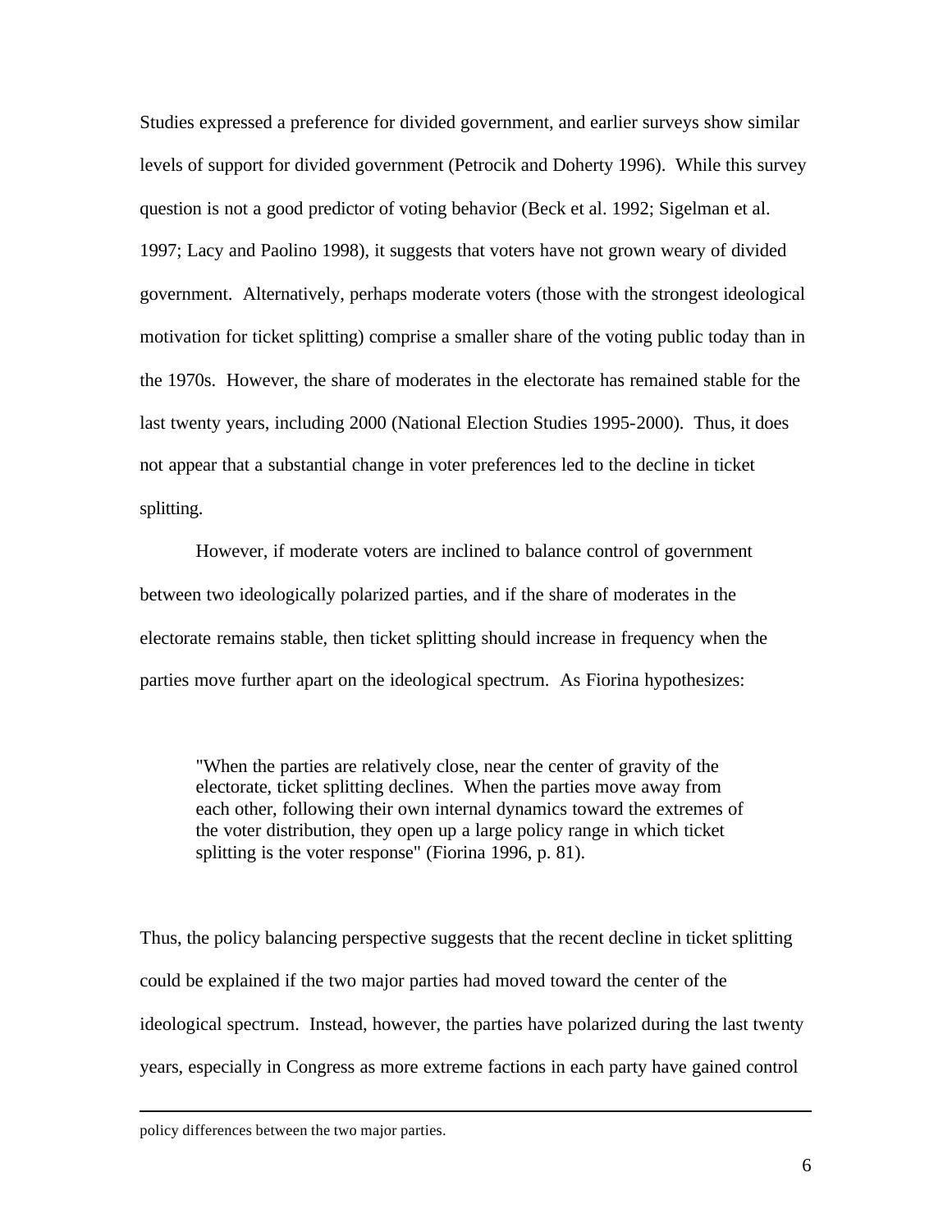Studies expressed a preference for divided government, and earlier surveys show similar levels of support for divided government (Petrocik and Doherty 1996). While this survey question is not a good predictor of voting behavior (Beck et al. 1992; Sigelman et al. 1997; Lacy and Paolino 1998), it suggests that voters have not grown weary of divided government. Alternatively, perhaps moderate voters (those with the strongest ideological motivation for ticket splitting) comprise a smaller share of the voting public today than in the 1970s. However, the share of moderates in the electorate has remained stable for the last twenty years, including 2000 (National Election Studies 1995-2000). Thus, it does not appear that a substantial change in voter preferences led to the decline in ticket splitting.

However, if moderate voters are inclined to balance control of government between two ideologically polarized parties, and if the share of moderates in the electorate remains stable, then ticket splitting should increase in frequency when the parties move further apart on the ideological spectrum. As Fiorina hypothesizes:

> "When the parties are relatively close, near the center of gravity of the electorate, ticket splitting declines. When the parties move away from each other, following their own internal dynamics toward the extremes of the voter distribution, they open up a large policy range in which ticket splitting is the voter response" (Fiorina 1996, p. 81).

Thus, the policy balancing perspective suggests that the recent decline in ticket splitting could be explained if the two major parties had moved toward the center of the ideological spectrum. Instead, however, the parties have polarized during the last twenty years, especially in Congress as more extreme factions in each party have gained control

---

policy differences between the two major parties.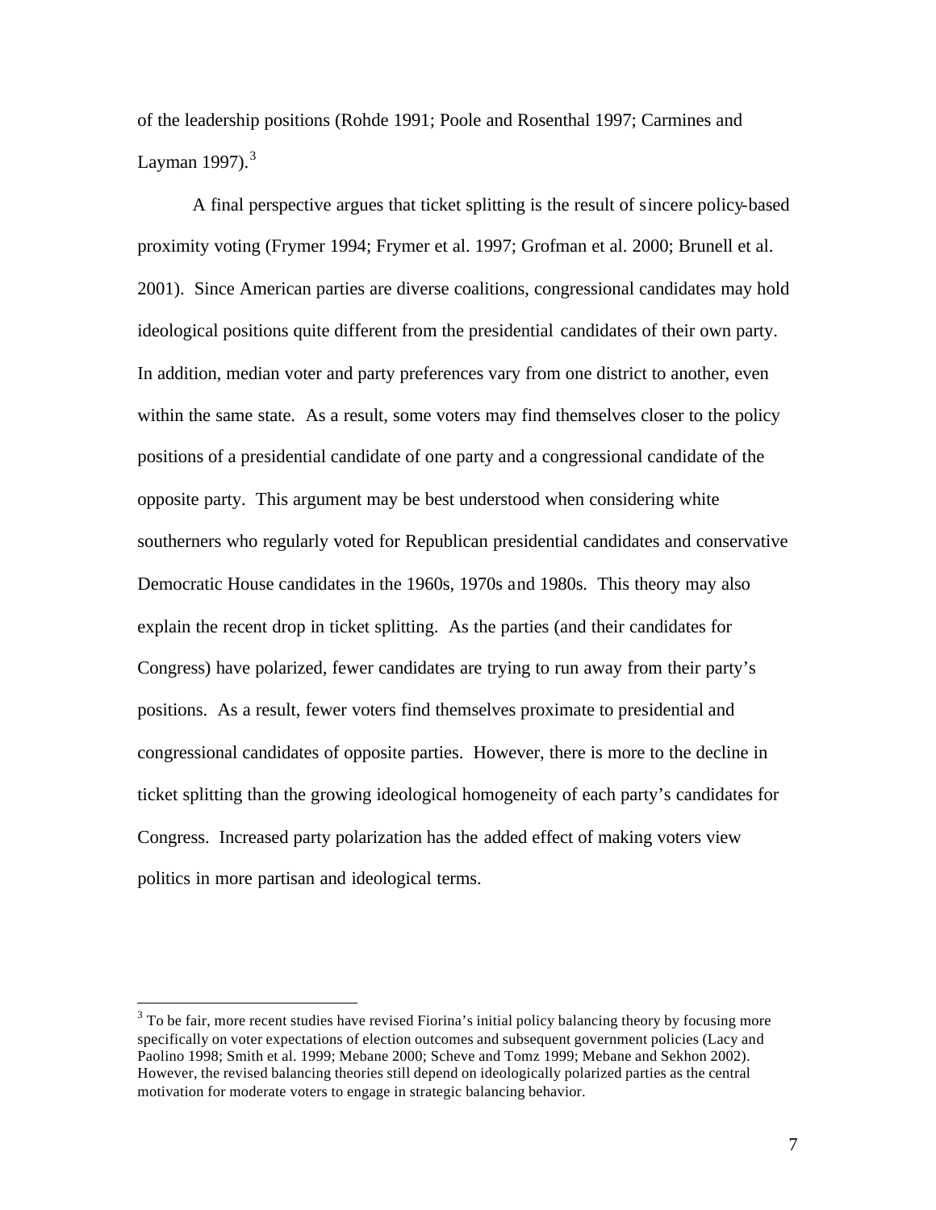of the leadership positions (Rohde 1991; Poole and Rosenthal 1997; Carmines and Layman 1997).[3]

A final perspective argues that ticket splitting is the result of sincere policy-based proximity voting (Frymer 1994; Frymer et al. 1997; Grofman et al. 2000; Brunell et al. 2001). Since American parties are diverse coalitions, congressional candidates may hold ideological positions quite different from the presidential candidates of their own party. In addition, median voter and party preferences vary from one district to another, even within the same state. As a result, some voters may find themselves closer to the policy positions of a presidential candidate of one party and a congressional candidate of the opposite party. This argument may be best understood when considering white southerners who regularly voted for Republican presidential candidates and conservative Democratic House candidates in the 1960s, 1970s and 1980s. This theory may also explain the recent drop in ticket splitting. As the parties (and their candidates for Congress) have polarized, fewer candidates are trying to run away from their party's positions. As a result, fewer voters find themselves proximate to presidential and congressional candidates of opposite parties. However, there is more to the decline in ticket splitting than the growing ideological homogeneity of each party's candidates for Congress. Increased party polarization has the added effect of making voters view politics in more partisan and ideological terms.

[3] To be fair, more recent studies have revised Fiorina's initial policy balancing theory by focusing more specifically on voter expectations of election outcomes and subsequent government policies (Lacy and Paolino 1998; Smith et al. 1999; Mebane 2000; Scheve and Tomz 1999; Mebane and Sekhon 2002). However, the revised balancing theories still depend on ideologically polarized parties as the central motivation for moderate voters to engage in strategic balancing behavior.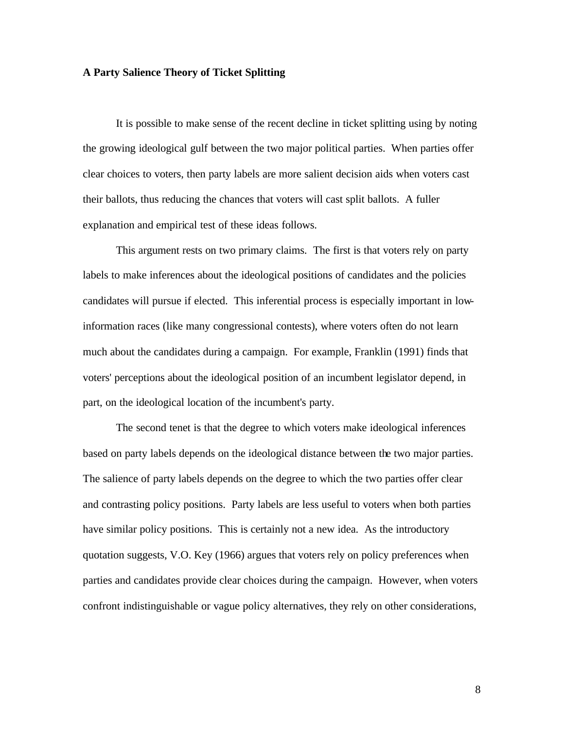**A Party Salience Theory of Ticket Splitting**

It is possible to make sense of the recent decline in ticket splitting using by noting the growing ideological gulf between the two major political parties. When parties offer clear choices to voters, then party labels are more salient decision aids when voters cast their ballots, thus reducing the chances that voters will cast split ballots. A fuller explanation and empirical test of these ideas follows.

This argument rests on two primary claims. The first is that voters rely on party labels to make inferences about the ideological positions of candidates and the policies candidates will pursue if elected. This inferential process is especially important in low-information races (like many congressional contests), where voters often do not learn much about the candidates during a campaign. For example, Franklin (1991) finds that voters' perceptions about the ideological position of an incumbent legislator depend, in part, on the ideological location of the incumbent's party.

The second tenet is that the degree to which voters make ideological inferences based on party labels depends on the ideological distance between the two major parties. The salience of party labels depends on the degree to which the two parties offer clear and contrasting policy positions. Party labels are less useful to voters when both parties have similar policy positions. This is certainly not a new idea. As the introductory quotation suggests, V.O. Key (1966) argues that voters rely on policy preferences when parties and candidates provide clear choices during the campaign. However, when voters confront indistinguishable or vague policy alternatives, they rely on other considerations,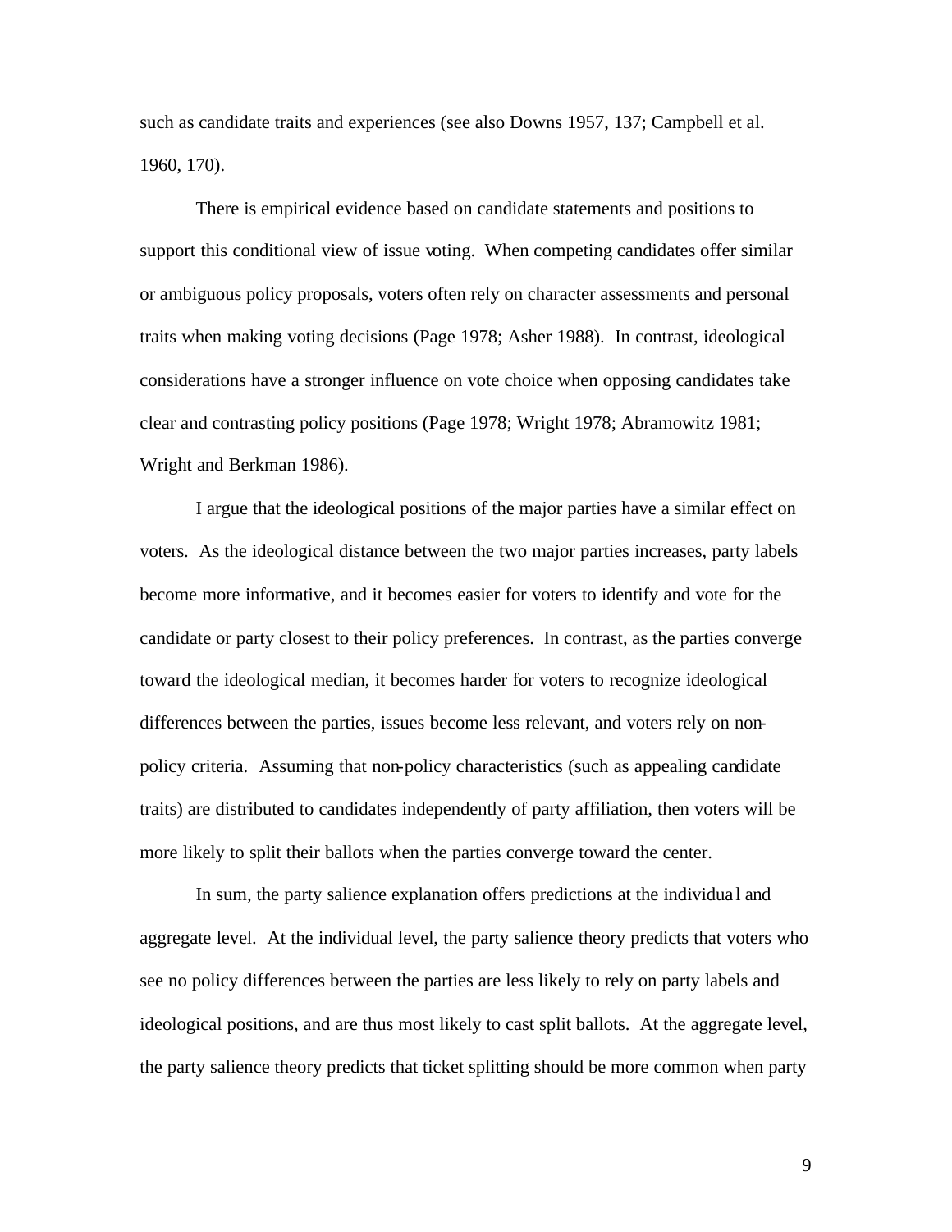such as candidate traits and experiences (see also Downs 1957, 137; Campbell et al. 1960, 170).

There is empirical evidence based on candidate statements and positions to support this conditional view of issue voting. When competing candidates offer similar or ambiguous policy proposals, voters often rely on character assessments and personal traits when making voting decisions (Page 1978; Asher 1988). In contrast, ideological considerations have a stronger influence on vote choice when opposing candidates take clear and contrasting policy positions (Page 1978; Wright 1978; Abramowitz 1981; Wright and Berkman 1986).

I argue that the ideological positions of the major parties have a similar effect on voters. As the ideological distance between the two major parties increases, party labels become more informative, and it becomes easier for voters to identify and vote for the candidate or party closest to their policy preferences. In contrast, as the parties converge toward the ideological median, it becomes harder for voters to recognize ideological differences between the parties, issues become less relevant, and voters rely on non-policy criteria. Assuming that non-policy characteristics (such as appealing candidate traits) are distributed to candidates independently of party affiliation, then voters will be more likely to split their ballots when the parties converge toward the center.

In sum, the party salience explanation offers predictions at the individual and aggregate level. At the individual level, the party salience theory predicts that voters who see no policy differences between the parties are less likely to rely on party labels and ideological positions, and are thus most likely to cast split ballots. At the aggregate level, the party salience theory predicts that ticket splitting should be more common when party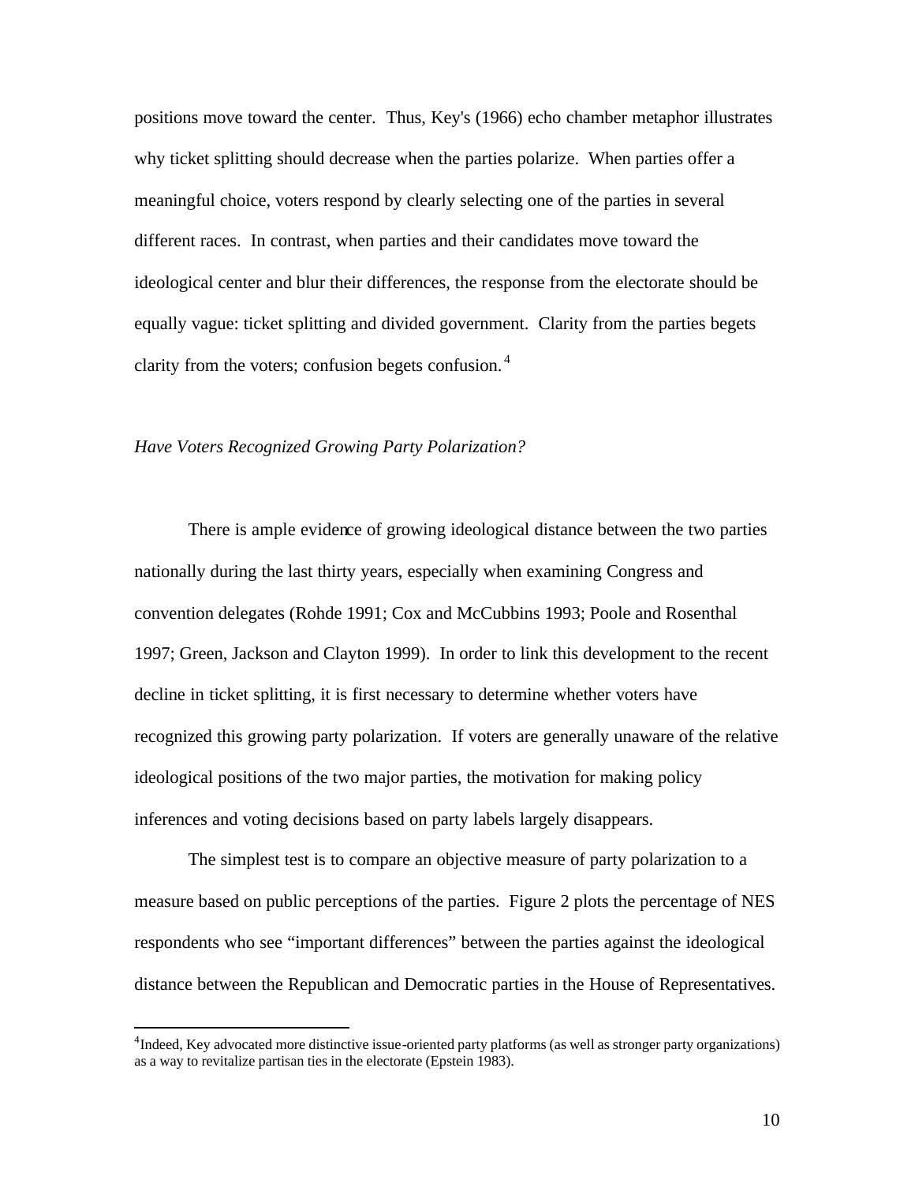positions move toward the center. Thus, Key's (1966) echo chamber metaphor illustrates why ticket splitting should decrease when the parties polarize. When parties offer a meaningful choice, voters respond by clearly selecting one of the parties in several different races. In contrast, when parties and their candidates move toward the ideological center and blur their differences, the response from the electorate should be equally vague: ticket splitting and divided government. Clarity from the parties begets clarity from the voters; confusion begets confusion.[4]

*Have Voters Recognized Growing Party Polarization?*

There is ample evidence of growing ideological distance between the two parties nationally during the last thirty years, especially when examining Congress and convention delegates (Rohde 1991; Cox and McCubbins 1993; Poole and Rosenthal 1997; Green, Jackson and Clayton 1999). In order to link this development to the recent decline in ticket splitting, it is first necessary to determine whether voters have recognized this growing party polarization. If voters are generally unaware of the relative ideological positions of the two major parties, the motivation for making policy inferences and voting decisions based on party labels largely disappears.

The simplest test is to compare an objective measure of party polarization to a measure based on public perceptions of the parties. Figure 2 plots the percentage of NES respondents who see "important differences" between the parties against the ideological distance between the Republican and Democratic parties in the House of Representatives.

[4] Indeed, Key advocated more distinctive issue-oriented party platforms (as well as stronger party organizations) as a way to revitalize partisan ties in the electorate (Epstein 1983).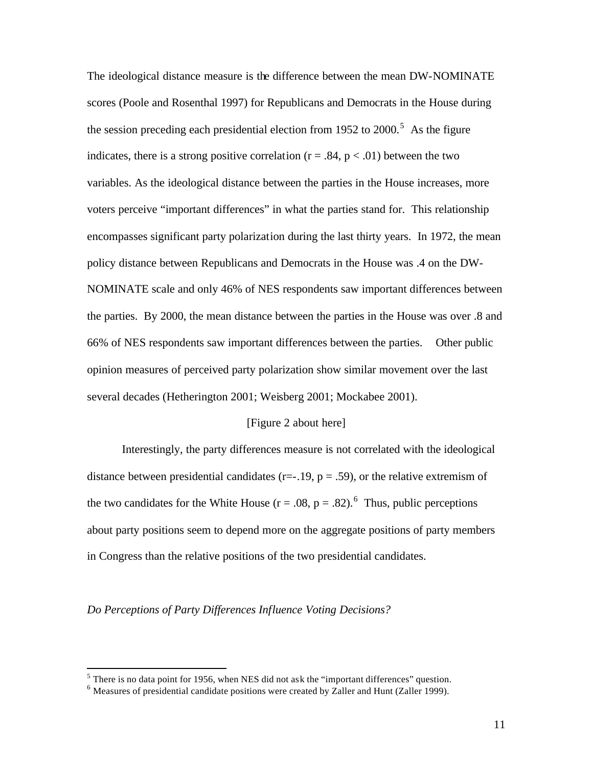The ideological distance measure is the difference between the mean DW-NOMINATE scores (Poole and Rosenthal 1997) for Republicans and Democrats in the House during the session preceding each presidential election from 1952 to 2000.[5] As the figure indicates, there is a strong positive correlation ($r = .84$, $p < .01$) between the two variables. As the ideological distance between the parties in the House increases, more voters perceive "important differences" in what the parties stand for. This relationship encompasses significant party polarization during the last thirty years. In 1972, the mean policy distance between Republicans and Democrats in the House was .4 on the DW-NOMINATE scale and only 46% of NES respondents saw important differences between the parties. By 2000, the mean distance between the parties in the House was over .8 and 66% of NES respondents saw important differences between the parties. Other public opinion measures of perceived party polarization show similar movement over the last several decades (Hetherington 2001; Weisberg 2001; Mockabee 2001).

[Figure 2 about here]

Interestingly, the party differences measure is not correlated with the ideological distance between presidential candidates ($r=-.19$, $p = .59$), or the relative extremism of the two candidates for the White House ($r = .08$, $p = .82$).[6] Thus, public perceptions about party positions seem to depend more on the aggregate positions of party members in Congress than the relative positions of the two presidential candidates.

*Do Perceptions of Party Differences Influence Voting Decisions?*

---

[5] There is no data point for 1956, when NES did not ask the "important differences" question.

[6] Measures of presidential candidate positions were created by Zaller and Hunt (Zaller 1999).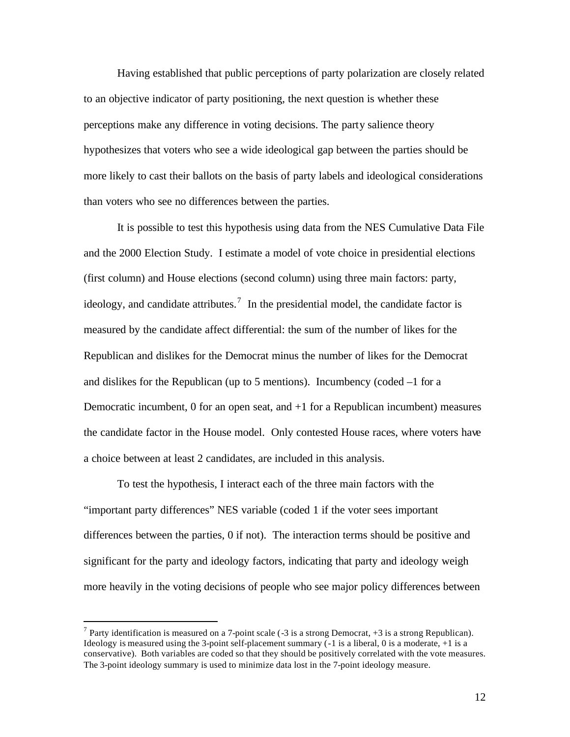Having established that public perceptions of party polarization are closely related to an objective indicator of party positioning, the next question is whether these perceptions make any difference in voting decisions. The party salience theory hypothesizes that voters who see a wide ideological gap between the parties should be more likely to cast their ballots on the basis of party labels and ideological considerations than voters who see no differences between the parties.

It is possible to test this hypothesis using data from the NES Cumulative Data File and the 2000 Election Study. I estimate a model of vote choice in presidential elections (first column) and House elections (second column) using three main factors: party, ideology, and candidate attributes.[7] In the presidential model, the candidate factor is measured by the candidate affect differential: the sum of the number of likes for the Republican and dislikes for the Democrat minus the number of likes for the Democrat and dislikes for the Republican (up to 5 mentions). Incumbency (coded –1 for a Democratic incumbent, 0 for an open seat, and +1 for a Republican incumbent) measures the candidate factor in the House model. Only contested House races, where voters have a choice between at least 2 candidates, are included in this analysis.

To test the hypothesis, I interact each of the three main factors with the "important party differences" NES variable (coded 1 if the voter sees important differences between the parties, 0 if not). The interaction terms should be positive and significant for the party and ideology factors, indicating that party and ideology weigh more heavily in the voting decisions of people who see major policy differences between

[7] Party identification is measured on a 7-point scale (-3 is a strong Democrat, +3 is a strong Republican). Ideology is measured using the 3-point self-placement summary (-1 is a liberal, 0 is a moderate, +1 is a conservative). Both variables are coded so that they should be positively correlated with the vote measures. The 3-point ideology summary is used to minimize data lost in the 7-point ideology measure.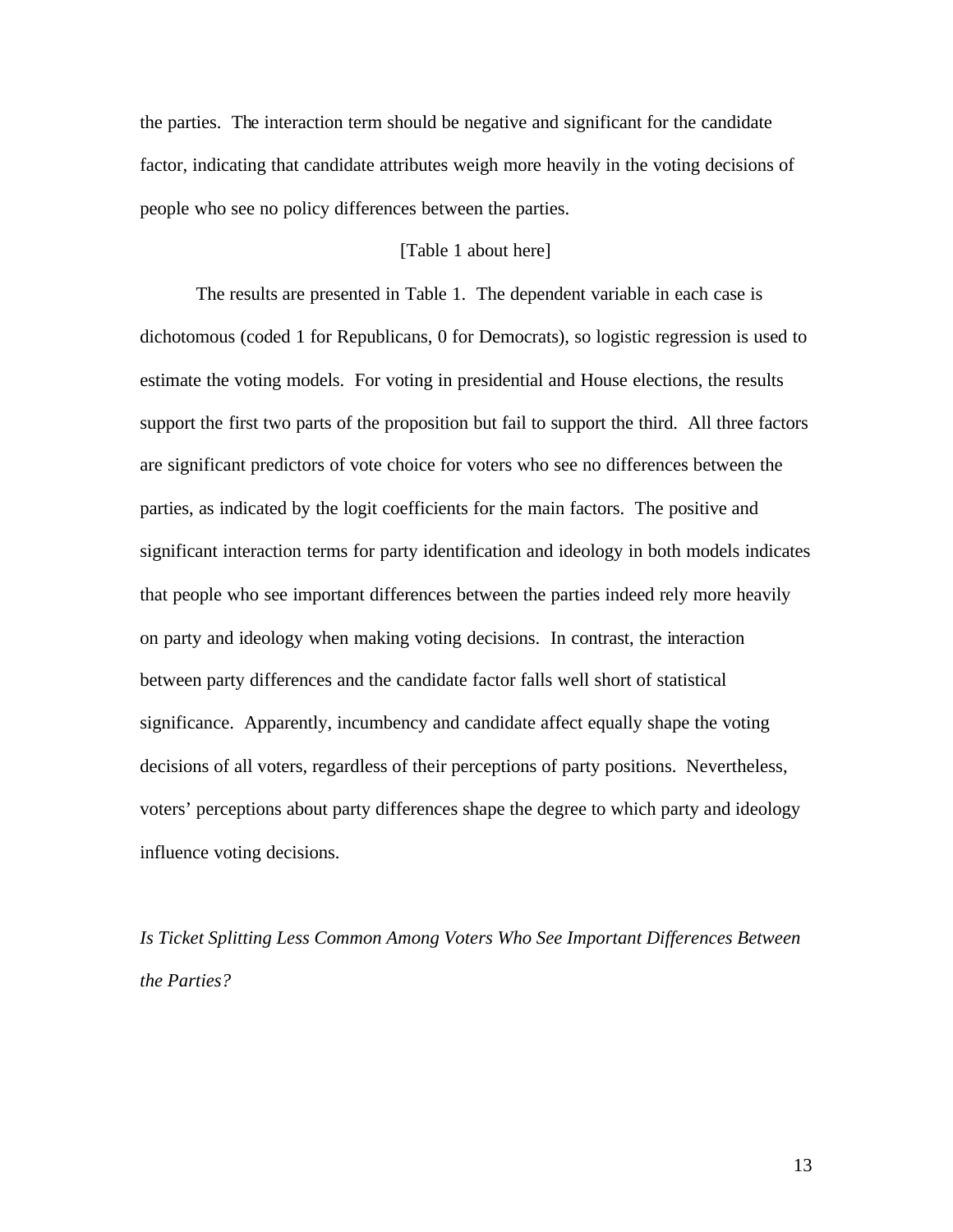the parties. The interaction term should be negative and significant for the candidate factor, indicating that candidate attributes weigh more heavily in the voting decisions of people who see no policy differences between the parties.

[Table 1 about here]

The results are presented in Table 1. The dependent variable in each case is dichotomous (coded 1 for Republicans, 0 for Democrats), so logistic regression is used to estimate the voting models. For voting in presidential and House elections, the results support the first two parts of the proposition but fail to support the third. All three factors are significant predictors of vote choice for voters who see no differences between the parties, as indicated by the logit coefficients for the main factors. The positive and significant interaction terms for party identification and ideology in both models indicates that people who see important differences between the parties indeed rely more heavily on party and ideology when making voting decisions. In contrast, the interaction between party differences and the candidate factor falls well short of statistical significance. Apparently, incumbency and candidate affect equally shape the voting decisions of all voters, regardless of their perceptions of party positions. Nevertheless, voters' perceptions about party differences shape the degree to which party and ideology influence voting decisions.

*Is Ticket Splitting Less Common Among Voters Who See Important Differences Between the Parties?*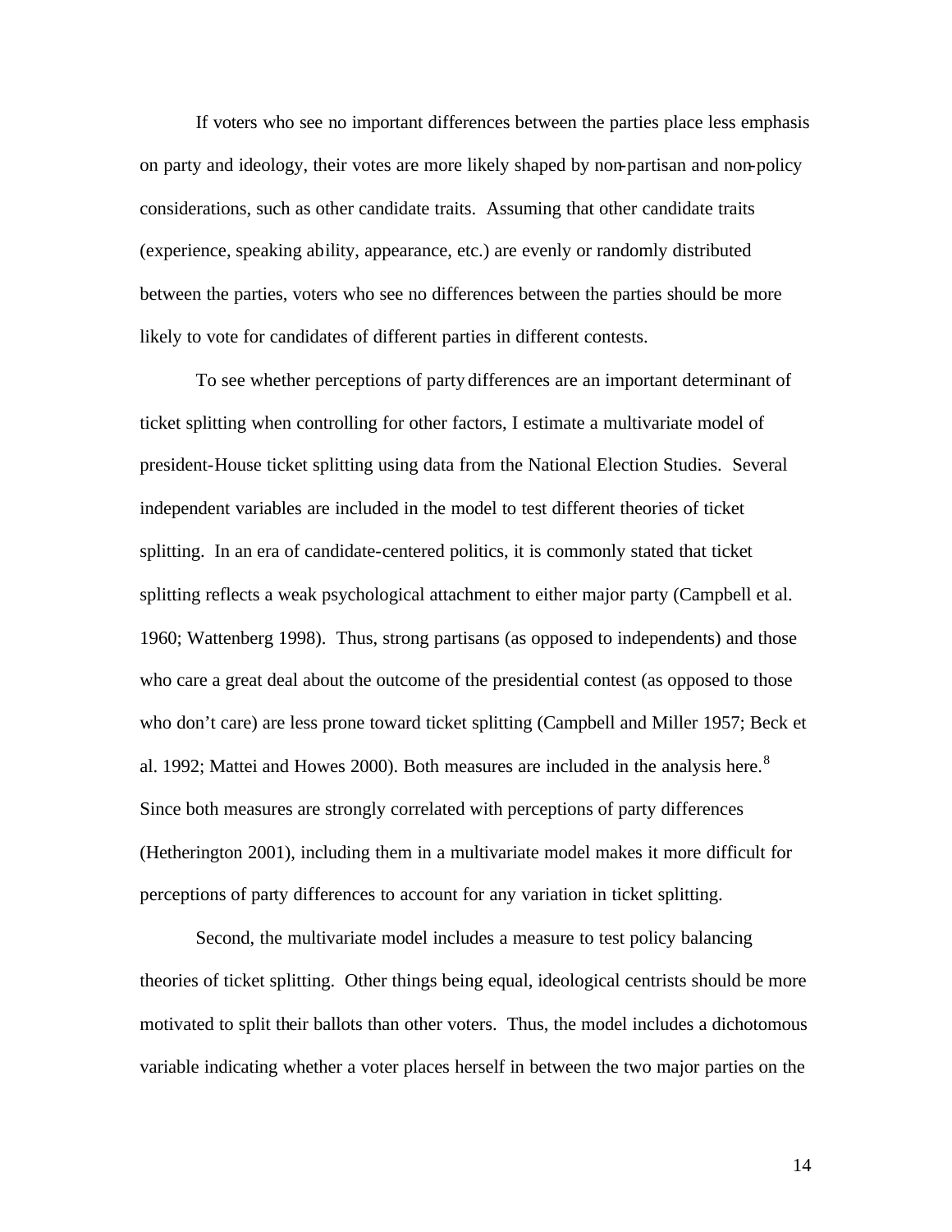If voters who see no important differences between the parties place less emphasis on party and ideology, their votes are more likely shaped by non-partisan and non-policy considerations, such as other candidate traits. Assuming that other candidate traits (experience, speaking ability, appearance, etc.) are evenly or randomly distributed between the parties, voters who see no differences between the parties should be more likely to vote for candidates of different parties in different contests.

To see whether perceptions of party differences are an important determinant of ticket splitting when controlling for other factors, I estimate a multivariate model of president-House ticket splitting using data from the National Election Studies. Several independent variables are included in the model to test different theories of ticket splitting. In an era of candidate-centered politics, it is commonly stated that ticket splitting reflects a weak psychological attachment to either major party (Campbell et al. 1960; Wattenberg 1998). Thus, strong partisans (as opposed to independents) and those who care a great deal about the outcome of the presidential contest (as opposed to those who don't care) are less prone toward ticket splitting (Campbell and Miller 1957; Beck et al. 1992; Mattei and Howes 2000). Both measures are included in the analysis here.[8] Since both measures are strongly correlated with perceptions of party differences (Hetherington 2001), including them in a multivariate model makes it more difficult for perceptions of party differences to account for any variation in ticket splitting.

Second, the multivariate model includes a measure to test policy balancing theories of ticket splitting. Other things being equal, ideological centrists should be more motivated to split their ballots than other voters. Thus, the model includes a dichotomous variable indicating whether a voter places herself in between the two major parties on the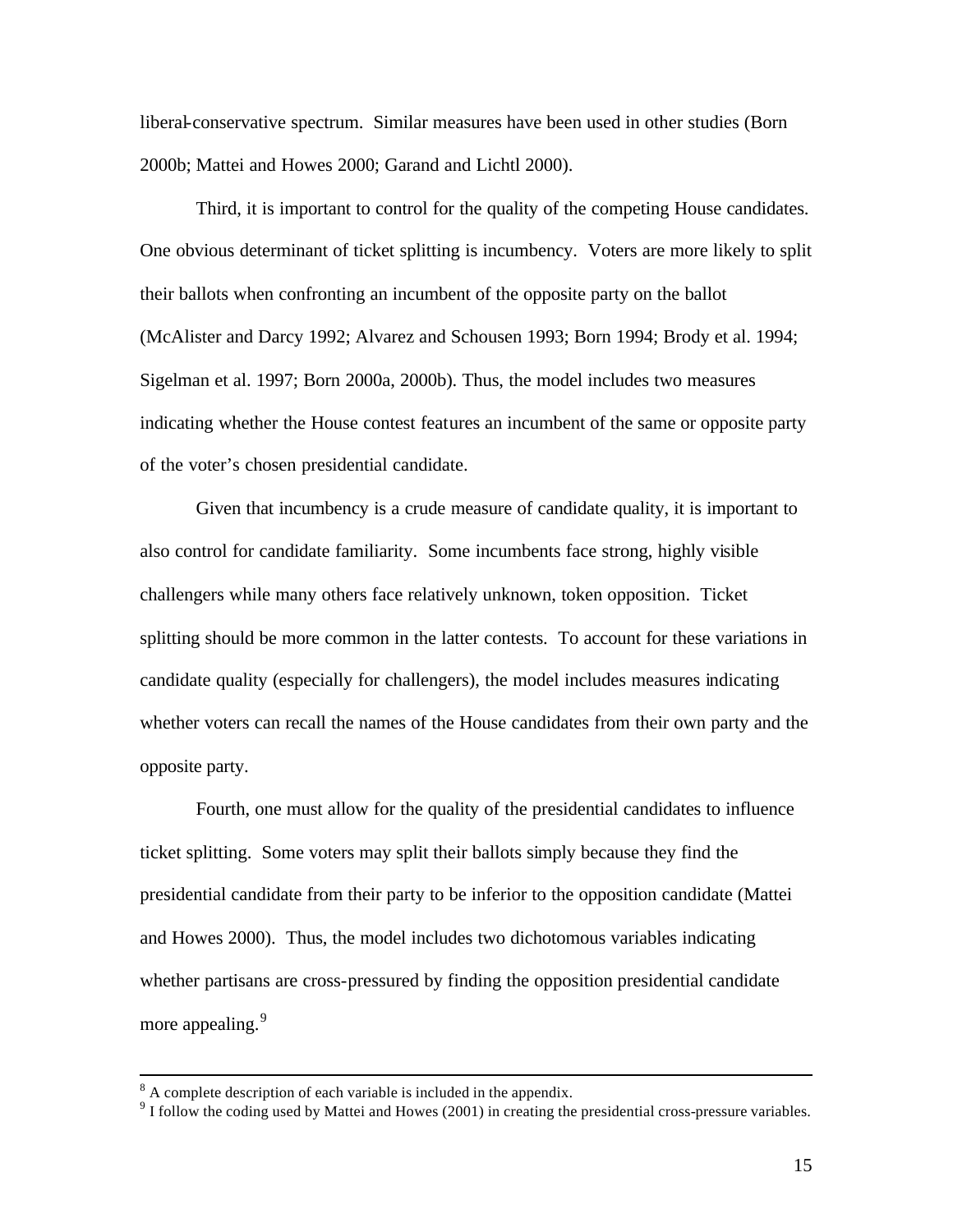liberal-conservative spectrum. Similar measures have been used in other studies (Born 2000b; Mattei and Howes 2000; Garand and Lichtl 2000).

Third, it is important to control for the quality of the competing House candidates. One obvious determinant of ticket splitting is incumbency. Voters are more likely to split their ballots when confronting an incumbent of the opposite party on the ballot (McAlister and Darcy 1992; Alvarez and Schousen 1993; Born 1994; Brody et al. 1994; Sigelman et al. 1997; Born 2000a, 2000b). Thus, the model includes two measures indicating whether the House contest features an incumbent of the same or opposite party of the voter's chosen presidential candidate.

Given that incumbency is a crude measure of candidate quality, it is important to also control for candidate familiarity. Some incumbents face strong, highly visible challengers while many others face relatively unknown, token opposition. Ticket splitting should be more common in the latter contests. To account for these variations in candidate quality (especially for challengers), the model includes measures indicating whether voters can recall the names of the House candidates from their own party and the opposite party.

Fourth, one must allow for the quality of the presidential candidates to influence ticket splitting. Some voters may split their ballots simply because they find the presidential candidate from their party to be inferior to the opposition candidate (Mattei and Howes 2000). Thus, the model includes two dichotomous variables indicating whether partisans are cross-pressured by finding the opposition presidential candidate more appealing.[9]

---

[8] A complete description of each variable is included in the appendix.

[9] I follow the coding used by Mattei and Howes (2001) in creating the presidential cross-pressure variables.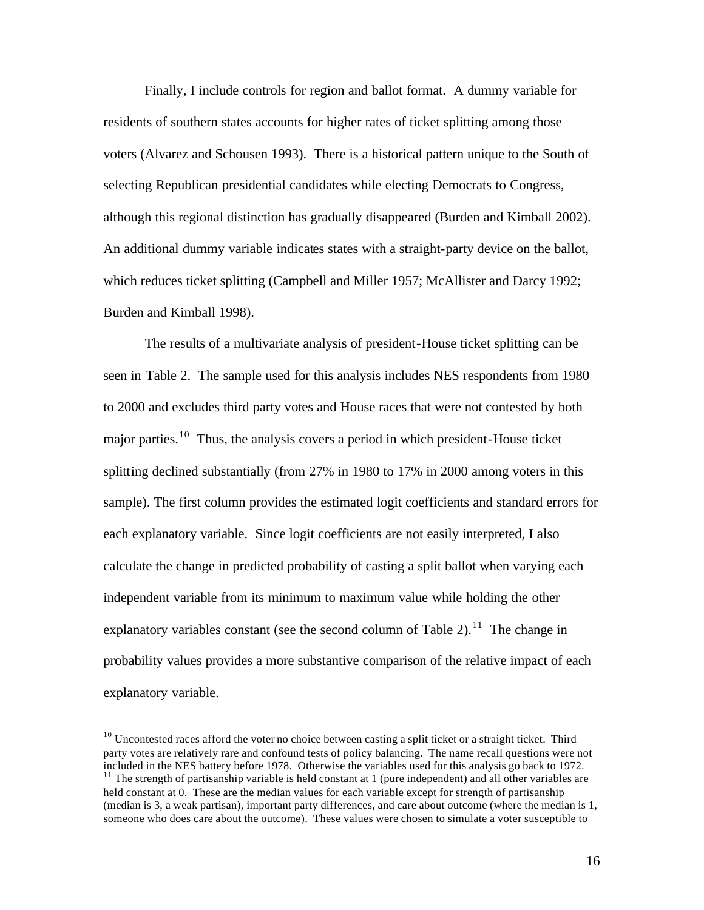Finally, I include controls for region and ballot format. A dummy variable for residents of southern states accounts for higher rates of ticket splitting among those voters (Alvarez and Schousen 1993). There is a historical pattern unique to the South of selecting Republican presidential candidates while electing Democrats to Congress, although this regional distinction has gradually disappeared (Burden and Kimball 2002). An additional dummy variable indicates states with a straight-party device on the ballot, which reduces ticket splitting (Campbell and Miller 1957; McAllister and Darcy 1992; Burden and Kimball 1998).

The results of a multivariate analysis of president-House ticket splitting can be seen in Table 2. The sample used for this analysis includes NES respondents from 1980 to 2000 and excludes third party votes and House races that were not contested by both major parties.[10] Thus, the analysis covers a period in which president-House ticket splitting declined substantially (from 27% in 1980 to 17% in 2000 among voters in this sample). The first column provides the estimated logit coefficients and standard errors for each explanatory variable. Since logit coefficients are not easily interpreted, I also calculate the change in predicted probability of casting a split ballot when varying each independent variable from its minimum to maximum value while holding the other explanatory variables constant (see the second column of Table 2).[11] The change in probability values provides a more substantive comparison of the relative impact of each explanatory variable.

---

[10] Uncontested races afford the voter no choice between casting a split ticket or a straight ticket. Third party votes are relatively rare and confound tests of policy balancing. The name recall questions were not included in the NES battery before 1978. Otherwise the variables used for this analysis go back to 1972.

[11] The strength of partisanship variable is held constant at 1 (pure independent) and all other variables are held constant at 0. These are the median values for each variable except for strength of partisanship (median is 3, a weak partisan), important party differences, and care about outcome (where the median is 1, someone who does care about the outcome). These values were chosen to simulate a voter susceptible to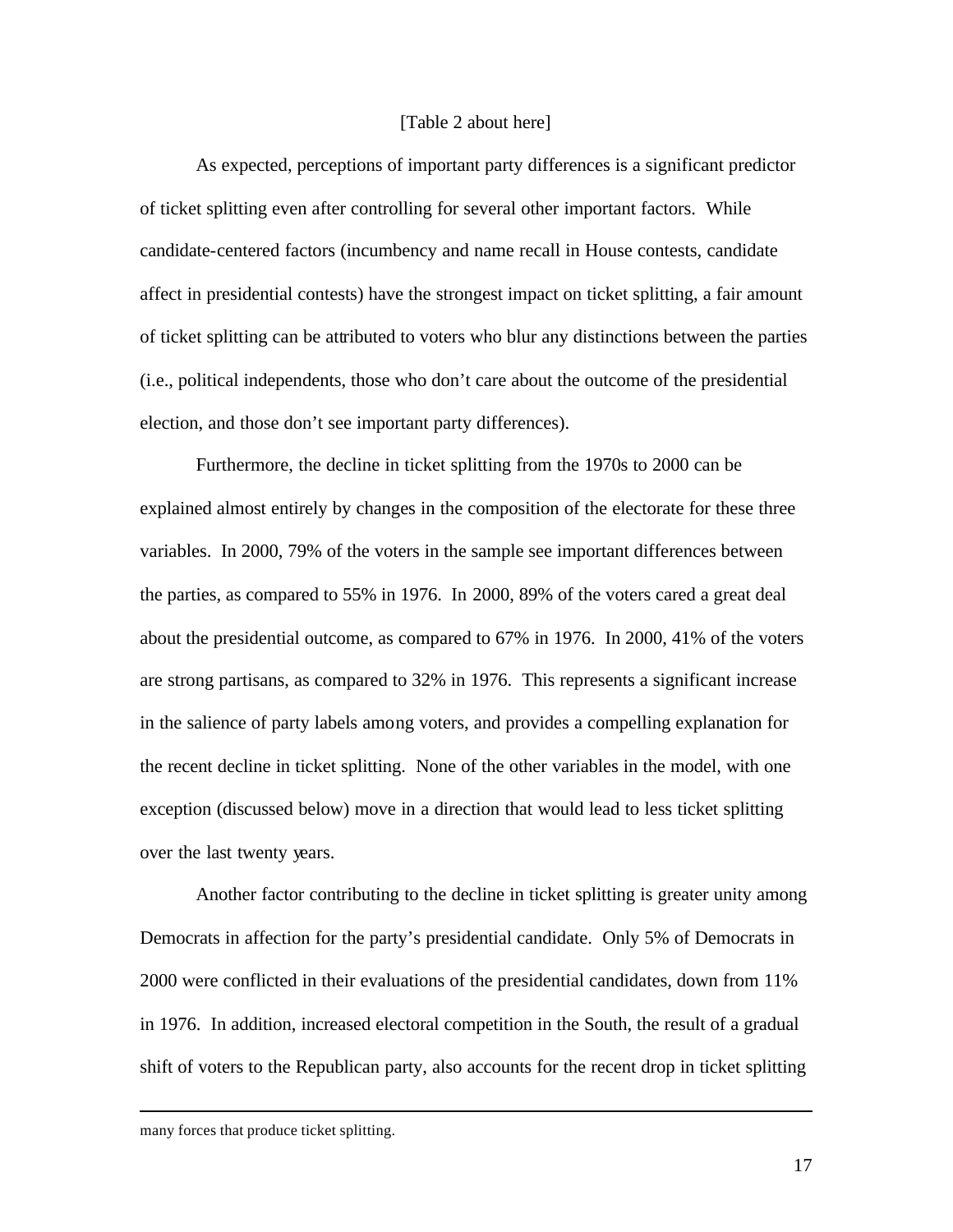[Table 2 about here]

As expected, perceptions of important party differences is a significant predictor of ticket splitting even after controlling for several other important factors. While candidate-centered factors (incumbency and name recall in House contests, candidate affect in presidential contests) have the strongest impact on ticket splitting, a fair amount of ticket splitting can be attributed to voters who blur any distinctions between the parties (i.e., political independents, those who don't care about the outcome of the presidential election, and those don't see important party differences).

Furthermore, the decline in ticket splitting from the 1970s to 2000 can be explained almost entirely by changes in the composition of the electorate for these three variables. In 2000, 79% of the voters in the sample see important differences between the parties, as compared to 55% in 1976. In 2000, 89% of the voters cared a great deal about the presidential outcome, as compared to 67% in 1976. In 2000, 41% of the voters are strong partisans, as compared to 32% in 1976. This represents a significant increase in the salience of party labels among voters, and provides a compelling explanation for the recent decline in ticket splitting. None of the other variables in the model, with one exception (discussed below) move in a direction that would lead to less ticket splitting over the last twenty years.

Another factor contributing to the decline in ticket splitting is greater unity among Democrats in affection for the party's presidential candidate. Only 5% of Democrats in 2000 were conflicted in their evaluations of the presidential candidates, down from 11% in 1976. In addition, increased electoral competition in the South, the result of a gradual shift of voters to the Republican party, also accounts for the recent drop in ticket splitting

---

many forces that produce ticket splitting.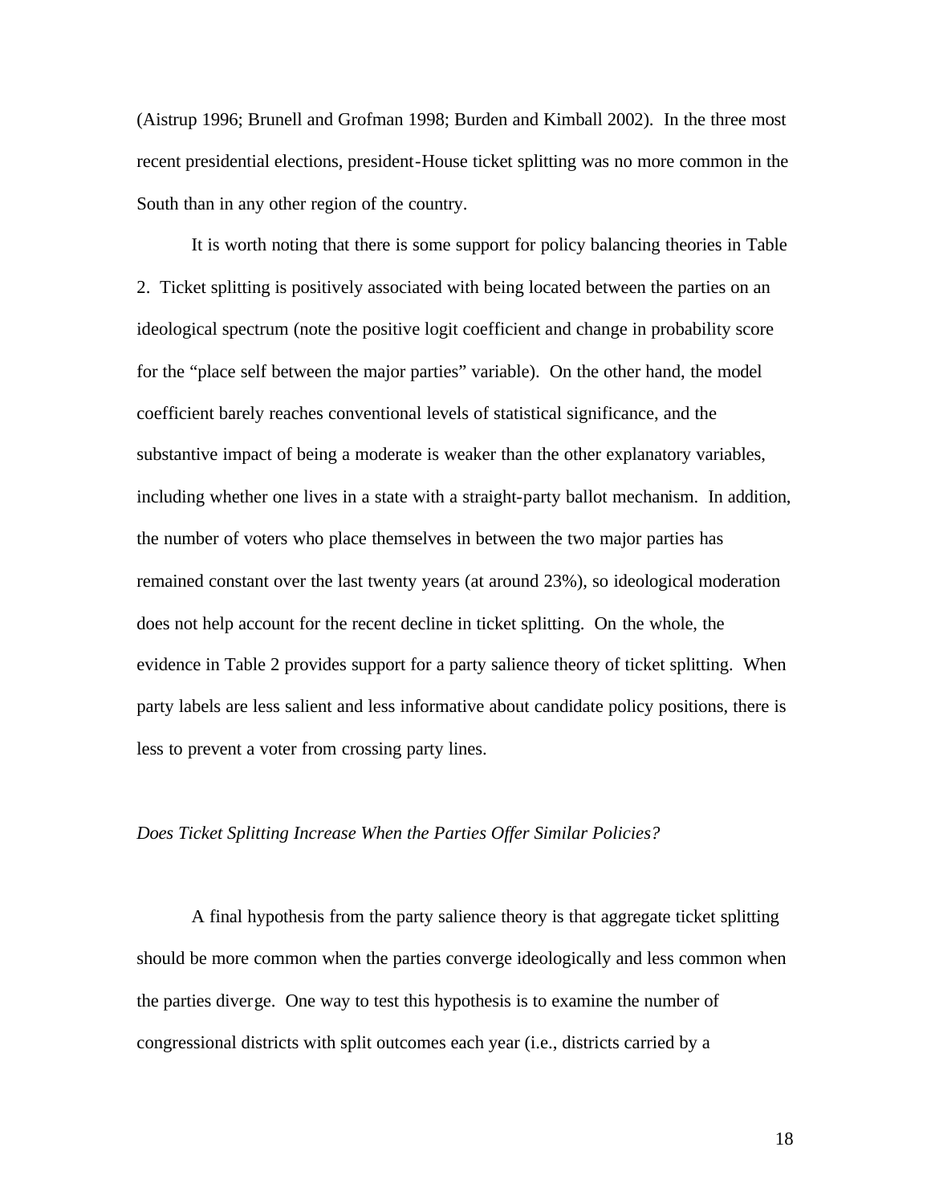(Aistrup 1996; Brunell and Grofman 1998; Burden and Kimball 2002). In the three most recent presidential elections, president-House ticket splitting was no more common in the South than in any other region of the country.

It is worth noting that there is some support for policy balancing theories in Table 2. Ticket splitting is positively associated with being located between the parties on an ideological spectrum (note the positive logit coefficient and change in probability score for the "place self between the major parties" variable). On the other hand, the model coefficient barely reaches conventional levels of statistical significance, and the substantive impact of being a moderate is weaker than the other explanatory variables, including whether one lives in a state with a straight-party ballot mechanism. In addition, the number of voters who place themselves in between the two major parties has remained constant over the last twenty years (at around 23%), so ideological moderation does not help account for the recent decline in ticket splitting. On the whole, the evidence in Table 2 provides support for a party salience theory of ticket splitting. When party labels are less salient and less informative about candidate policy positions, there is less to prevent a voter from crossing party lines.

### *Does Ticket Splitting Increase When the Parties Offer Similar Policies?*

A final hypothesis from the party salience theory is that aggregate ticket splitting should be more common when the parties converge ideologically and less common when the parties diverge. One way to test this hypothesis is to examine the number of congressional districts with split outcomes each year (i.e., districts carried by a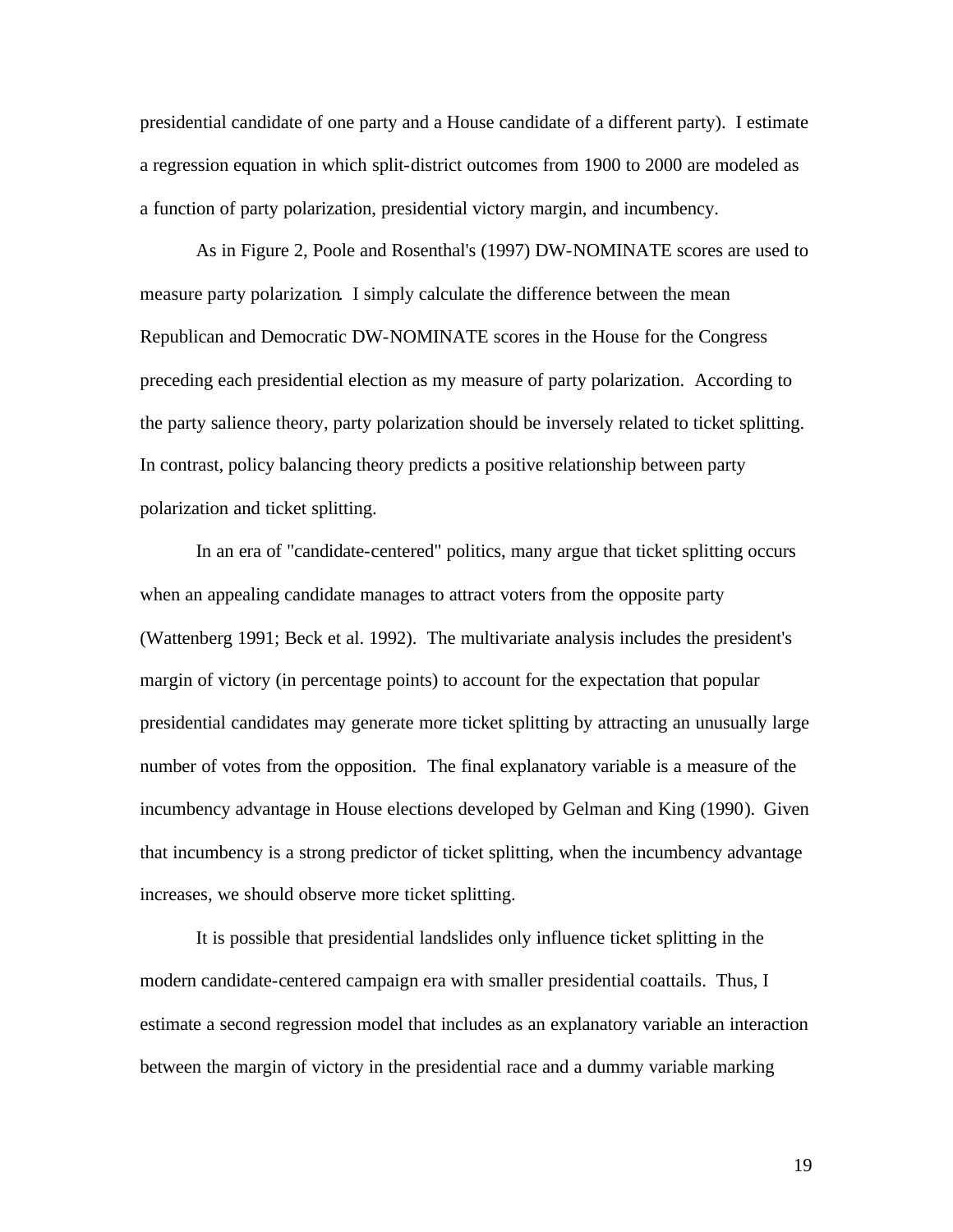presidential candidate of one party and a House candidate of a different party). I estimate a regression equation in which split-district outcomes from 1900 to 2000 are modeled as a function of party polarization, presidential victory margin, and incumbency.

As in Figure 2, Poole and Rosenthal's (1997) DW-NOMINATE scores are used to measure party polarization. I simply calculate the difference between the mean Republican and Democratic DW-NOMINATE scores in the House for the Congress preceding each presidential election as my measure of party polarization. According to the party salience theory, party polarization should be inversely related to ticket splitting. In contrast, policy balancing theory predicts a positive relationship between party polarization and ticket splitting.

In an era of "candidate-centered" politics, many argue that ticket splitting occurs when an appealing candidate manages to attract voters from the opposite party (Wattenberg 1991; Beck et al. 1992). The multivariate analysis includes the president's margin of victory (in percentage points) to account for the expectation that popular presidential candidates may generate more ticket splitting by attracting an unusually large number of votes from the opposition. The final explanatory variable is a measure of the incumbency advantage in House elections developed by Gelman and King (1990). Given that incumbency is a strong predictor of ticket splitting, when the incumbency advantage increases, we should observe more ticket splitting.

It is possible that presidential landslides only influence ticket splitting in the modern candidate-centered campaign era with smaller presidential coattails. Thus, I estimate a second regression model that includes as an explanatory variable an interaction between the margin of victory in the presidential race and a dummy variable marking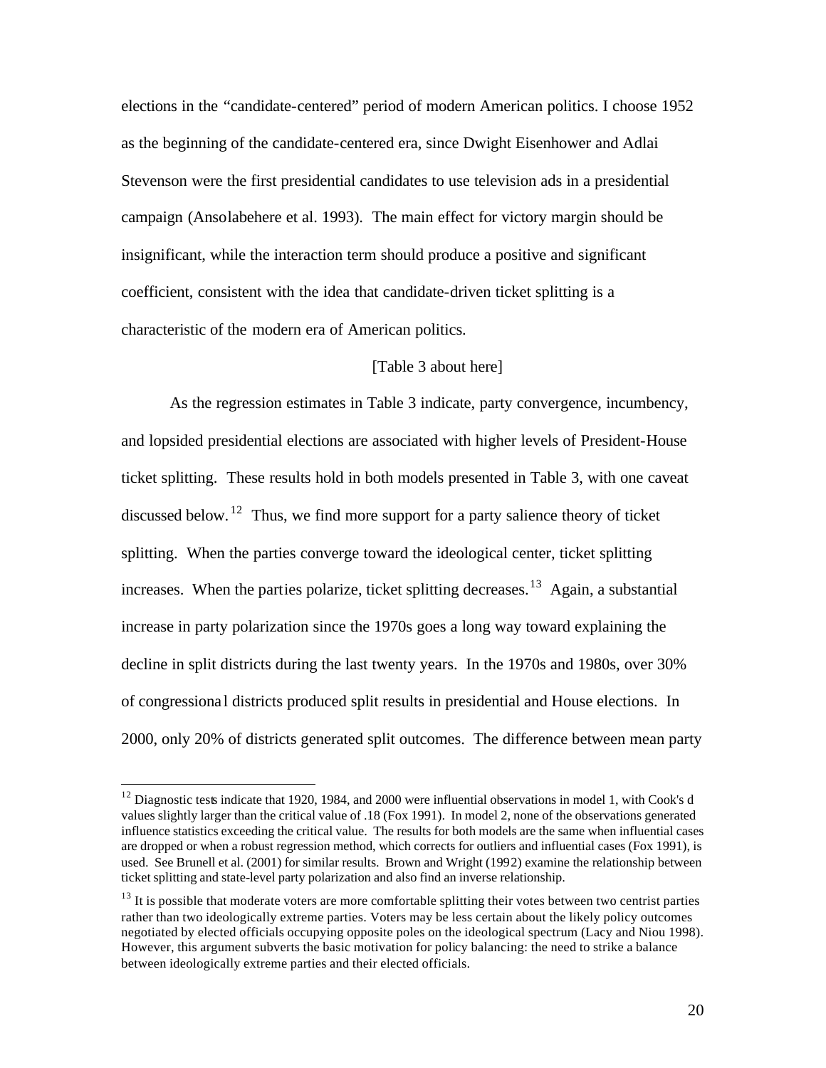elections in the "candidate-centered" period of modern American politics. I choose 1952 as the beginning of the candidate-centered era, since Dwight Eisenhower and Adlai Stevenson were the first presidential candidates to use television ads in a presidential campaign (Ansolabehere et al. 1993). The main effect for victory margin should be insignificant, while the interaction term should produce a positive and significant coefficient, consistent with the idea that candidate-driven ticket splitting is a characteristic of the modern era of American politics.

[Table 3 about here]

As the regression estimates in Table 3 indicate, party convergence, incumbency, and lopsided presidential elections are associated with higher levels of President-House ticket splitting. These results hold in both models presented in Table 3, with one caveat discussed below.[12] Thus, we find more support for a party salience theory of ticket splitting. When the parties converge toward the ideological center, ticket splitting increases. When the parties polarize, ticket splitting decreases.[13] Again, a substantial increase in party polarization since the 1970s goes a long way toward explaining the decline in split districts during the last twenty years. In the 1970s and 1980s, over 30% of congressional districts produced split results in presidential and House elections. In 2000, only 20% of districts generated split outcomes. The difference between mean party

---

[12] Diagnostic tests indicate that 1920, 1984, and 2000 were influential observations in model 1, with Cook's d values slightly larger than the critical value of .18 (Fox 1991). In model 2, none of the observations generated influence statistics exceeding the critical value. The results for both models are the same when influential cases are dropped or when a robust regression method, which corrects for outliers and influential cases (Fox 1991), is used. See Brunell et al. (2001) for similar results. Brown and Wright (1992) examine the relationship between ticket splitting and state-level party polarization and also find an inverse relationship.

[13] It is possible that moderate voters are more comfortable splitting their votes between two centrist parties rather than two ideologically extreme parties. Voters may be less certain about the likely policy outcomes negotiated by elected officials occupying opposite poles on the ideological spectrum (Lacy and Niou 1998). However, this argument subverts the basic motivation for policy balancing: the need to strike a balance between ideologically extreme parties and their elected officials.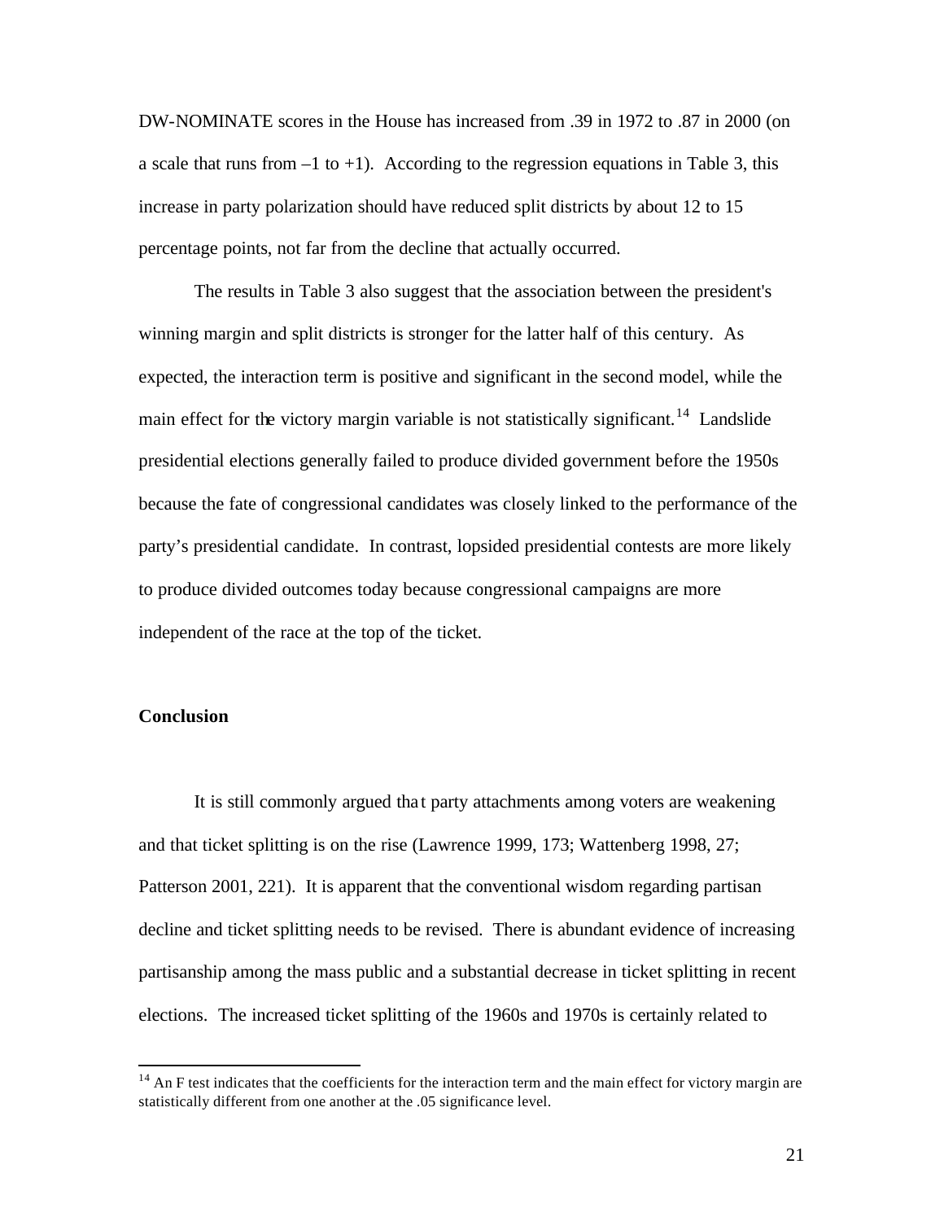DW-NOMINATE scores in the House has increased from .39 in 1972 to .87 in 2000 (on a scale that runs from –1 to +1). According to the regression equations in Table 3, this increase in party polarization should have reduced split districts by about 12 to 15 percentage points, not far from the decline that actually occurred.

The results in Table 3 also suggest that the association between the president's winning margin and split districts is stronger for the latter half of this century. As expected, the interaction term is positive and significant in the second model, while the main effect for the victory margin variable is not statistically significant.[14] Landslide presidential elections generally failed to produce divided government before the 1950s because the fate of congressional candidates was closely linked to the performance of the party's presidential candidate. In contrast, lopsided presidential contests are more likely to produce divided outcomes today because congressional campaigns are more independent of the race at the top of the ticket.

## Conclusion

It is still commonly argued that party attachments among voters are weakening and that ticket splitting is on the rise (Lawrence 1999, 173; Wattenberg 1998, 27; Patterson 2001, 221). It is apparent that the conventional wisdom regarding partisan decline and ticket splitting needs to be revised. There is abundant evidence of increasing partisanship among the mass public and a substantial decrease in ticket splitting in recent elections. The increased ticket splitting of the 1960s and 1970s is certainly related to

[14] An F test indicates that the coefficients for the interaction term and the main effect for victory margin are statistically different from one another at the .05 significance level.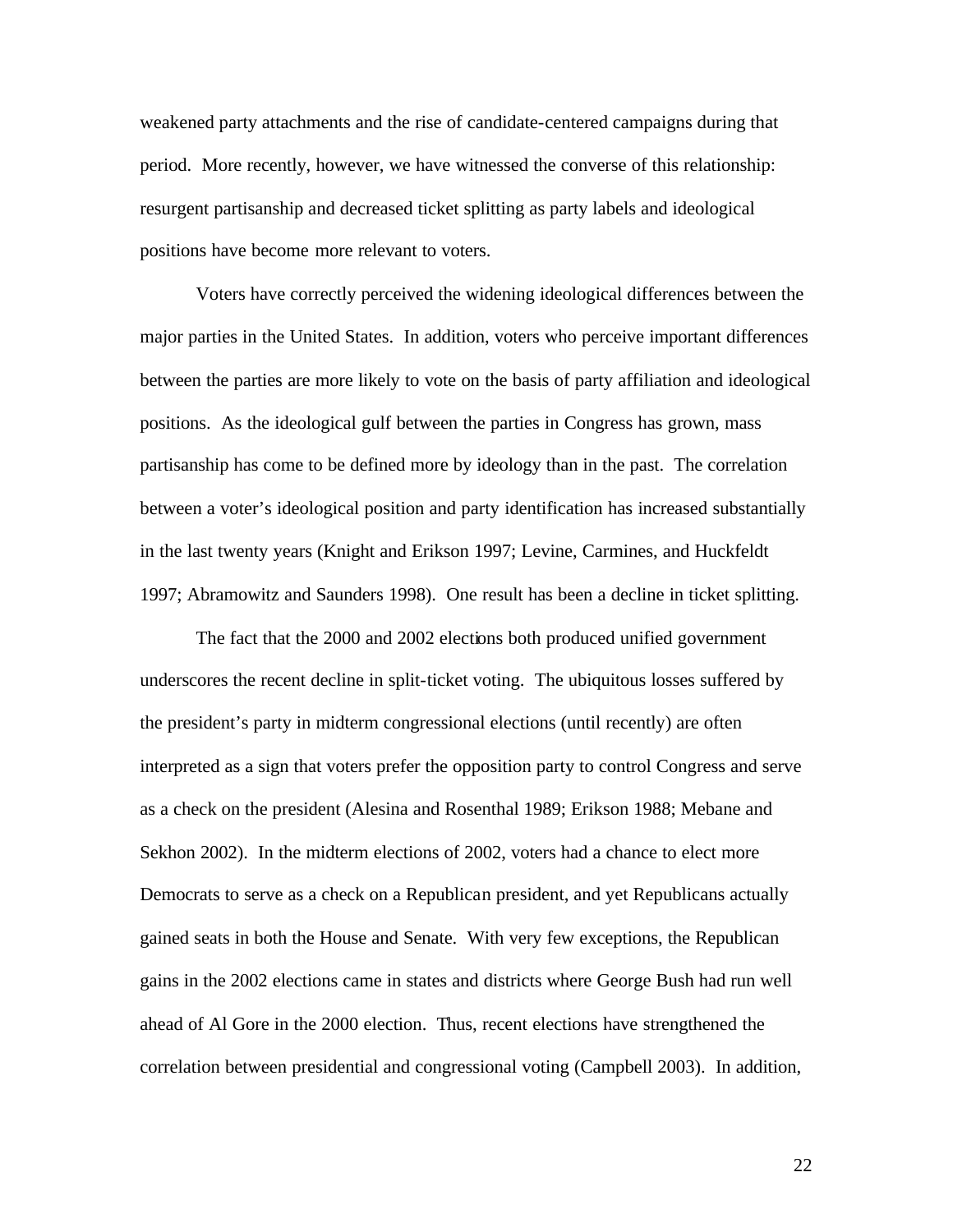weakened party attachments and the rise of candidate-centered campaigns during that period. More recently, however, we have witnessed the converse of this relationship: resurgent partisanship and decreased ticket splitting as party labels and ideological positions have become more relevant to voters.

Voters have correctly perceived the widening ideological differences between the major parties in the United States. In addition, voters who perceive important differences between the parties are more likely to vote on the basis of party affiliation and ideological positions. As the ideological gulf between the parties in Congress has grown, mass partisanship has come to be defined more by ideology than in the past. The correlation between a voter's ideological position and party identification has increased substantially in the last twenty years (Knight and Erikson 1997; Levine, Carmines, and Huckfeldt 1997; Abramowitz and Saunders 1998). One result has been a decline in ticket splitting.

The fact that the 2000 and 2002 elections both produced unified government underscores the recent decline in split-ticket voting. The ubiquitous losses suffered by the president's party in midterm congressional elections (until recently) are often interpreted as a sign that voters prefer the opposition party to control Congress and serve as a check on the president (Alesina and Rosenthal 1989; Erikson 1988; Mebane and Sekhon 2002). In the midterm elections of 2002, voters had a chance to elect more Democrats to serve as a check on a Republican president, and yet Republicans actually gained seats in both the House and Senate. With very few exceptions, the Republican gains in the 2002 elections came in states and districts where George Bush had run well ahead of Al Gore in the 2000 election. Thus, recent elections have strengthened the correlation between presidential and congressional voting (Campbell 2003). In addition,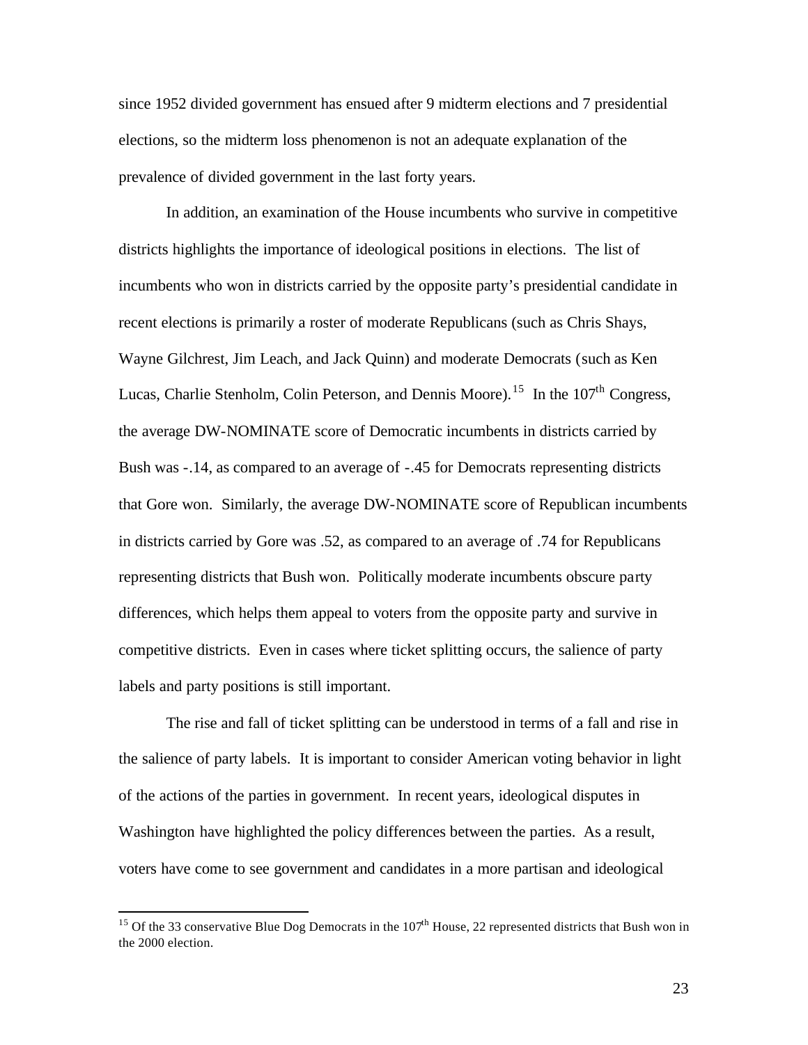since 1952 divided government has ensued after 9 midterm elections and 7 presidential elections, so the midterm loss phenomenon is not an adequate explanation of the prevalence of divided government in the last forty years.

In addition, an examination of the House incumbents who survive in competitive districts highlights the importance of ideological positions in elections. The list of incumbents who won in districts carried by the opposite party's presidential candidate in recent elections is primarily a roster of moderate Republicans (such as Chris Shays, Wayne Gilchrest, Jim Leach, and Jack Quinn) and moderate Democrats (such as Ken Lucas, Charlie Stenholm, Colin Peterson, and Dennis Moore).[15] In the 107th Congress, the average DW-NOMINATE score of Democratic incumbents in districts carried by Bush was -.14, as compared to an average of -.45 for Democrats representing districts that Gore won. Similarly, the average DW-NOMINATE score of Republican incumbents in districts carried by Gore was .52, as compared to an average of .74 for Republicans representing districts that Bush won. Politically moderate incumbents obscure party differences, which helps them appeal to voters from the opposite party and survive in competitive districts. Even in cases where ticket splitting occurs, the salience of party labels and party positions is still important.

The rise and fall of ticket splitting can be understood in terms of a fall and rise in the salience of party labels. It is important to consider American voting behavior in light of the actions of the parties in government. In recent years, ideological disputes in Washington have highlighted the policy differences between the parties. As a result, voters have come to see government and candidates in a more partisan and ideological

[15] Of the 33 conservative Blue Dog Democrats in the 107th House, 22 represented districts that Bush won in the 2000 election.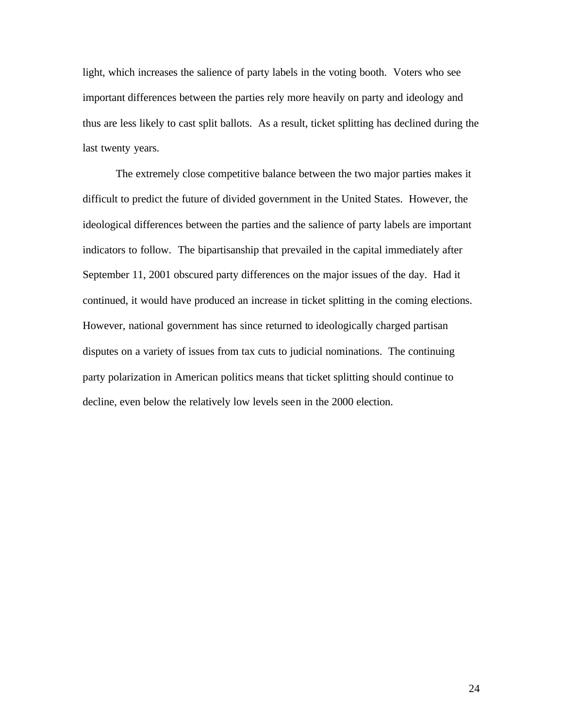light, which increases the salience of party labels in the voting booth. Voters who see important differences between the parties rely more heavily on party and ideology and thus are less likely to cast split ballots. As a result, ticket splitting has declined during the last twenty years.

The extremely close competitive balance between the two major parties makes it difficult to predict the future of divided government in the United States. However, the ideological differences between the parties and the salience of party labels are important indicators to follow. The bipartisanship that prevailed in the capital immediately after September 11, 2001 obscured party differences on the major issues of the day. Had it continued, it would have produced an increase in ticket splitting in the coming elections. However, national government has since returned to ideologically charged partisan disputes on a variety of issues from tax cuts to judicial nominations. The continuing party polarization in American politics means that ticket splitting should continue to decline, even below the relatively low levels seen in the 2000 election.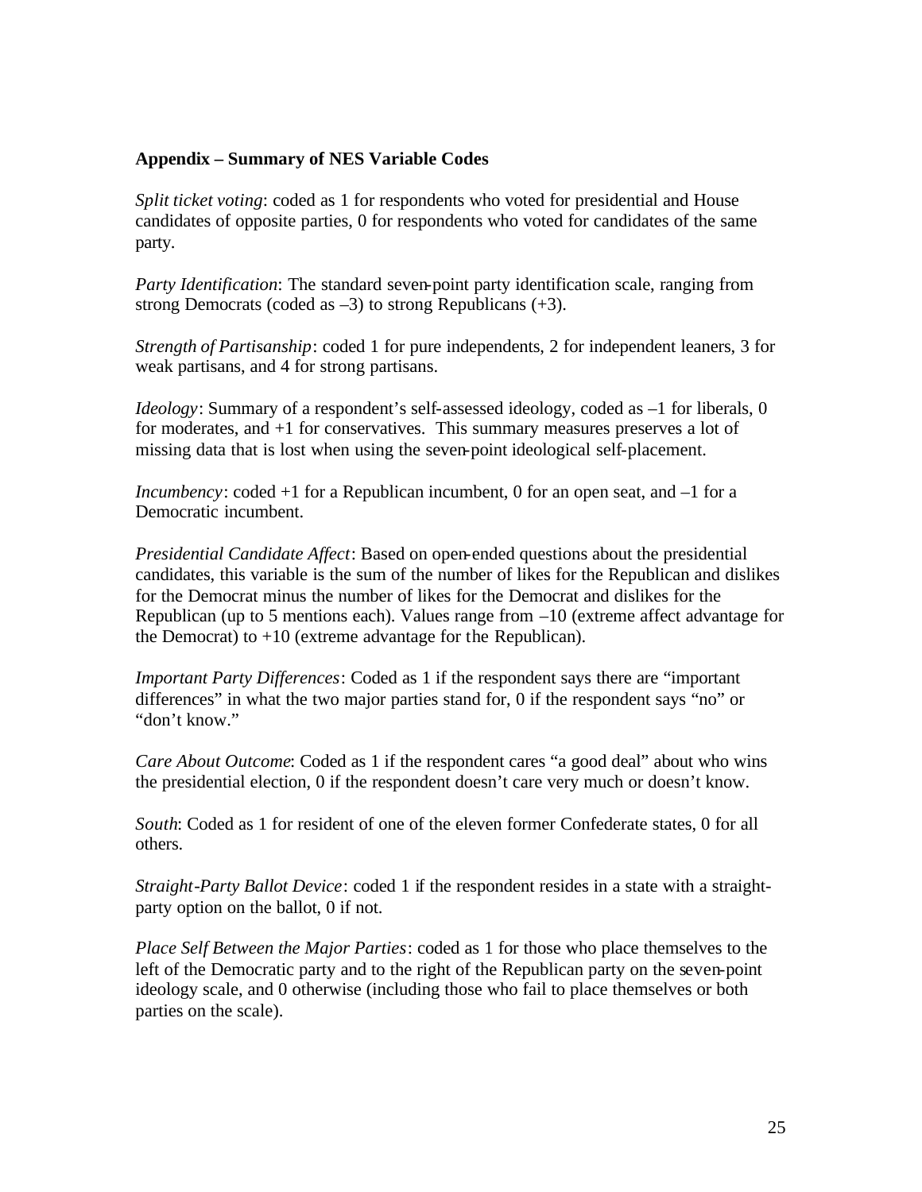**Appendix – Summary of NES Variable Codes**

*Split ticket voting*: coded as 1 for respondents who voted for presidential and House candidates of opposite parties, 0 for respondents who voted for candidates of the same party.

*Party Identification*: The standard seven-point party identification scale, ranging from strong Democrats (coded as –3) to strong Republicans (+3).

*Strength of Partisanship*: coded 1 for pure independents, 2 for independent leaners, 3 for weak partisans, and 4 for strong partisans.

*Ideology*: Summary of a respondent's self-assessed ideology, coded as –1 for liberals, 0 for moderates, and +1 for conservatives. This summary measures preserves a lot of missing data that is lost when using the seven-point ideological self-placement.

*Incumbency*: coded +1 for a Republican incumbent, 0 for an open seat, and –1 for a Democratic incumbent.

*Presidential Candidate Affect*: Based on open-ended questions about the presidential candidates, this variable is the sum of the number of likes for the Republican and dislikes for the Democrat minus the number of likes for the Democrat and dislikes for the Republican (up to 5 mentions each). Values range from –10 (extreme affect advantage for the Democrat) to +10 (extreme advantage for the Republican).

*Important Party Differences*: Coded as 1 if the respondent says there are "important differences" in what the two major parties stand for, 0 if the respondent says "no" or "don't know."

*Care About Outcome*: Coded as 1 if the respondent cares "a good deal" about who wins the presidential election, 0 if the respondent doesn't care very much or doesn't know.

*South*: Coded as 1 for resident of one of the eleven former Confederate states, 0 for all others.

*Straight-Party Ballot Device*: coded 1 if the respondent resides in a state with a straight-party option on the ballot, 0 if not.

*Place Self Between the Major Parties*: coded as 1 for those who place themselves to the left of the Democratic party and to the right of the Republican party on the seven-point ideology scale, and 0 otherwise (including those who fail to place themselves or both parties on the scale).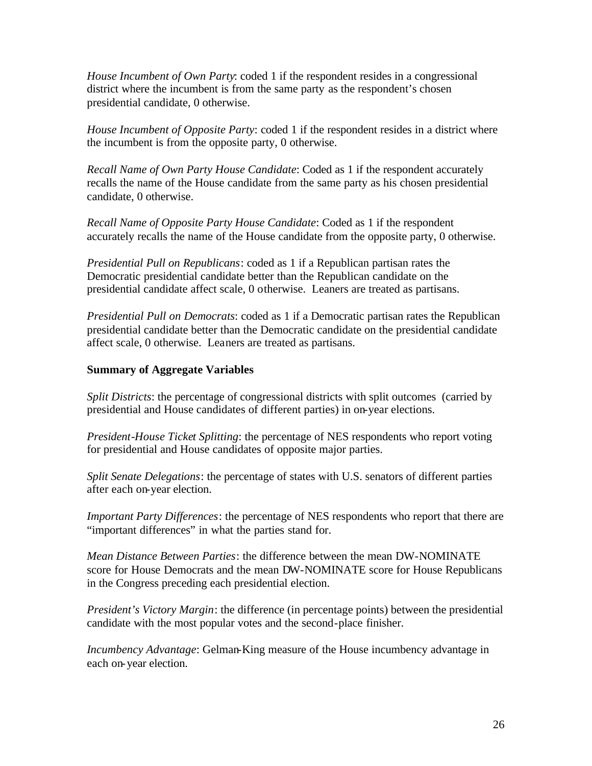*House Incumbent of Own Party*: coded 1 if the respondent resides in a congressional district where the incumbent is from the same party as the respondent's chosen presidential candidate, 0 otherwise.

*House Incumbent of Opposite Party*: coded 1 if the respondent resides in a district where the incumbent is from the opposite party, 0 otherwise.

*Recall Name of Own Party House Candidate*: Coded as 1 if the respondent accurately recalls the name of the House candidate from the same party as his chosen presidential candidate, 0 otherwise.

*Recall Name of Opposite Party House Candidate*: Coded as 1 if the respondent accurately recalls the name of the House candidate from the opposite party, 0 otherwise.

*Presidential Pull on Republicans*: coded as 1 if a Republican partisan rates the Democratic presidential candidate better than the Republican candidate on the presidential candidate affect scale, 0 otherwise. Leaners are treated as partisans.

*Presidential Pull on Democrats*: coded as 1 if a Democratic partisan rates the Republican presidential candidate better than the Democratic candidate on the presidential candidate affect scale, 0 otherwise. Leaners are treated as partisans.

**Summary of Aggregate Variables**

*Split Districts*: the percentage of congressional districts with split outcomes (carried by presidential and House candidates of different parties) in on-year elections.

*President-House Ticket Splitting*: the percentage of NES respondents who report voting for presidential and House candidates of opposite major parties.

*Split Senate Delegations*: the percentage of states with U.S. senators of different parties after each on-year election.

*Important Party Differences*: the percentage of NES respondents who report that there are "important differences" in what the parties stand for.

*Mean Distance Between Parties*: the difference between the mean DW-NOMINATE score for House Democrats and the mean DW-NOMINATE score for House Republicans in the Congress preceding each presidential election.

*President's Victory Margin*: the difference (in percentage points) between the presidential candidate with the most popular votes and the second-place finisher.

*Incumbency Advantage*: Gelman-King measure of the House incumbency advantage in each on-year election.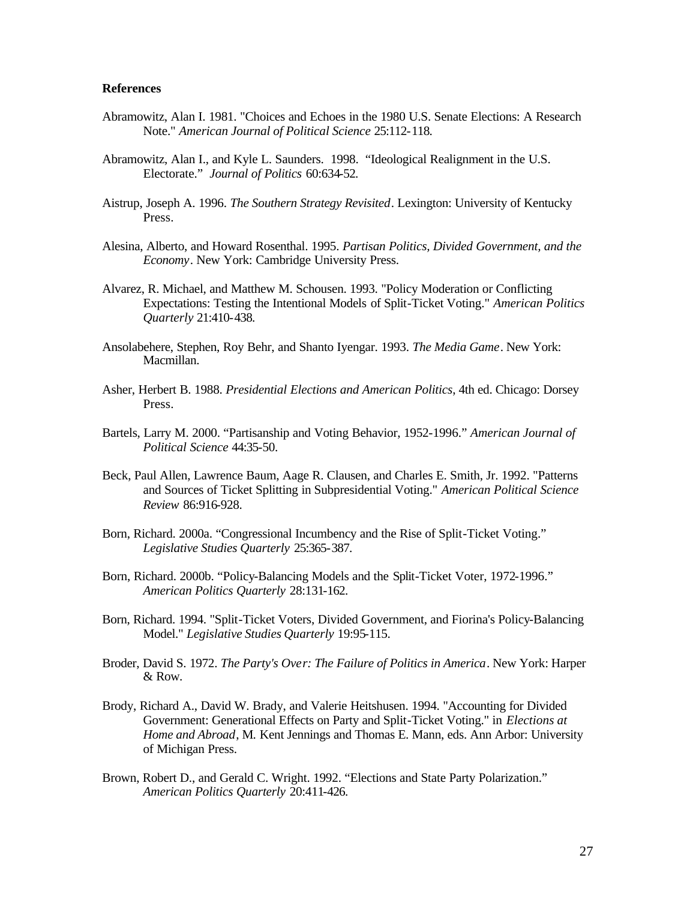**References**

Abramowitz, Alan I. 1981. "Choices and Echoes in the 1980 U.S. Senate Elections: A Research Note." *American Journal of Political Science* 25:112-118.

Abramowitz, Alan I., and Kyle L. Saunders. 1998. "Ideological Realignment in the U.S. Electorate." *Journal of Politics* 60:634-52.

Aistrup, Joseph A. 1996. *The Southern Strategy Revisited*. Lexington: University of Kentucky Press.

Alesina, Alberto, and Howard Rosenthal. 1995. *Partisan Politics, Divided Government, and the Economy*. New York: Cambridge University Press.

Alvarez, R. Michael, and Matthew M. Schousen. 1993. "Policy Moderation or Conflicting Expectations: Testing the Intentional Models of Split-Ticket Voting." *American Politics Quarterly* 21:410-438.

Ansolabehere, Stephen, Roy Behr, and Shanto Iyengar. 1993. *The Media Game*. New York: Macmillan.

Asher, Herbert B. 1988. *Presidential Elections and American Politics*, 4th ed. Chicago: Dorsey Press.

Bartels, Larry M. 2000. "Partisanship and Voting Behavior, 1952-1996." *American Journal of Political Science* 44:35-50.

Beck, Paul Allen, Lawrence Baum, Aage R. Clausen, and Charles E. Smith, Jr. 1992. "Patterns and Sources of Ticket Splitting in Subpresidential Voting." *American Political Science Review* 86:916-928.

Born, Richard. 2000a. "Congressional Incumbency and the Rise of Split-Ticket Voting." *Legislative Studies Quarterly* 25:365-387.

Born, Richard. 2000b. "Policy-Balancing Models and the Split-Ticket Voter, 1972-1996." *American Politics Quarterly* 28:131-162.

Born, Richard. 1994. "Split-Ticket Voters, Divided Government, and Fiorina's Policy-Balancing Model." *Legislative Studies Quarterly* 19:95-115.

Broder, David S. 1972. *The Party's Over: The Failure of Politics in America*. New York: Harper & Row.

Brody, Richard A., David W. Brady, and Valerie Heitshusen. 1994. "Accounting for Divided Government: Generational Effects on Party and Split-Ticket Voting." in *Elections at Home and Abroad*, M. Kent Jennings and Thomas E. Mann, eds. Ann Arbor: University of Michigan Press.

Brown, Robert D., and Gerald C. Wright. 1992. "Elections and State Party Polarization." *American Politics Quarterly* 20:411-426.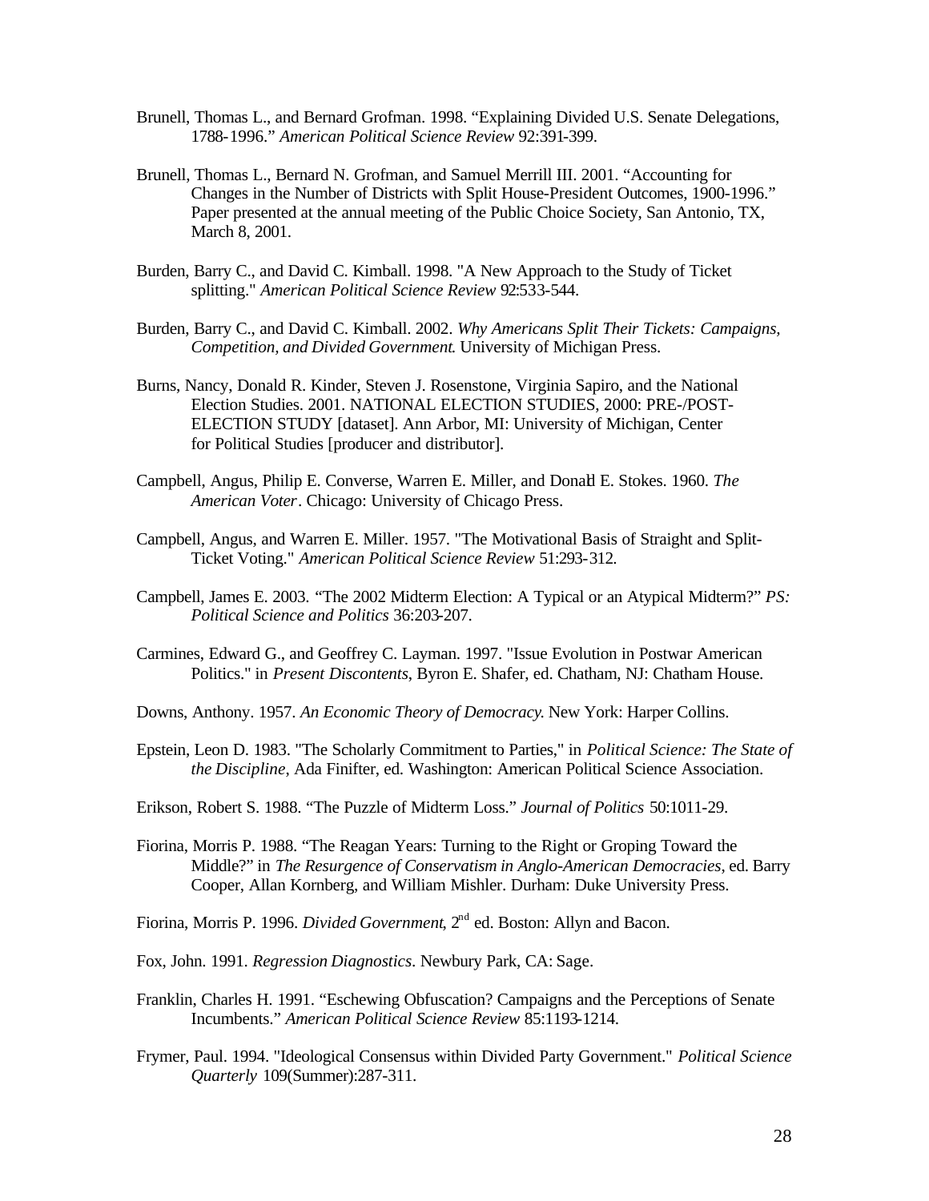Brunell, Thomas L., and Bernard Grofman. 1998. "Explaining Divided U.S. Senate Delegations, 1788-1996." *American Political Science Review* 92:391-399.

Brunell, Thomas L., Bernard N. Grofman, and Samuel Merrill III. 2001. "Accounting for Changes in the Number of Districts with Split House-President Outcomes, 1900-1996." Paper presented at the annual meeting of the Public Choice Society, San Antonio, TX, March 8, 2001.

Burden, Barry C., and David C. Kimball. 1998. "A New Approach to the Study of Ticket splitting." *American Political Science Review* 92:533-544.

Burden, Barry C., and David C. Kimball. 2002. *Why Americans Split Their Tickets: Campaigns, Competition, and Divided Government*. University of Michigan Press.

Burns, Nancy, Donald R. Kinder, Steven J. Rosenstone, Virginia Sapiro, and the National Election Studies. 2001. NATIONAL ELECTION STUDIES, 2000: PRE-/POST-ELECTION STUDY [dataset]. Ann Arbor, MI: University of Michigan, Center for Political Studies [producer and distributor].

Campbell, Angus, Philip E. Converse, Warren E. Miller, and Donald E. Stokes. 1960. *The American Voter*. Chicago: University of Chicago Press.

Campbell, Angus, and Warren E. Miller. 1957. "The Motivational Basis of Straight and Split-Ticket Voting." *American Political Science Review* 51:293-312.

Campbell, James E. 2003. "The 2002 Midterm Election: A Typical or an Atypical Midterm?" *PS: Political Science and Politics* 36:203-207.

Carmines, Edward G., and Geoffrey C. Layman. 1997. "Issue Evolution in Postwar American Politics." in *Present Discontents*, Byron E. Shafer, ed. Chatham, NJ: Chatham House.

Downs, Anthony. 1957. *An Economic Theory of Democracy*. New York: Harper Collins.

Epstein, Leon D. 1983. "The Scholarly Commitment to Parties," in *Political Science: The State of the Discipline*, Ada Finifter, ed. Washington: American Political Science Association.

Erikson, Robert S. 1988. "The Puzzle of Midterm Loss." *Journal of Politics* 50:1011-29.

Fiorina, Morris P. 1988. "The Reagan Years: Turning to the Right or Groping Toward the Middle?" in *The Resurgence of Conservatism in Anglo-American Democracies*, ed. Barry Cooper, Allan Kornberg, and William Mishler. Durham: Duke University Press.

Fiorina, Morris P. 1996. *Divided Government*, 2nd ed. Boston: Allyn and Bacon.

Fox, John. 1991. *Regression Diagnostics*. Newbury Park, CA: Sage.

Franklin, Charles H. 1991. "Eschewing Obfuscation? Campaigns and the Perceptions of Senate Incumbents." *American Political Science Review* 85:1193-1214.

Frymer, Paul. 1994. "Ideological Consensus within Divided Party Government." *Political Science Quarterly* 109(Summer):287-311.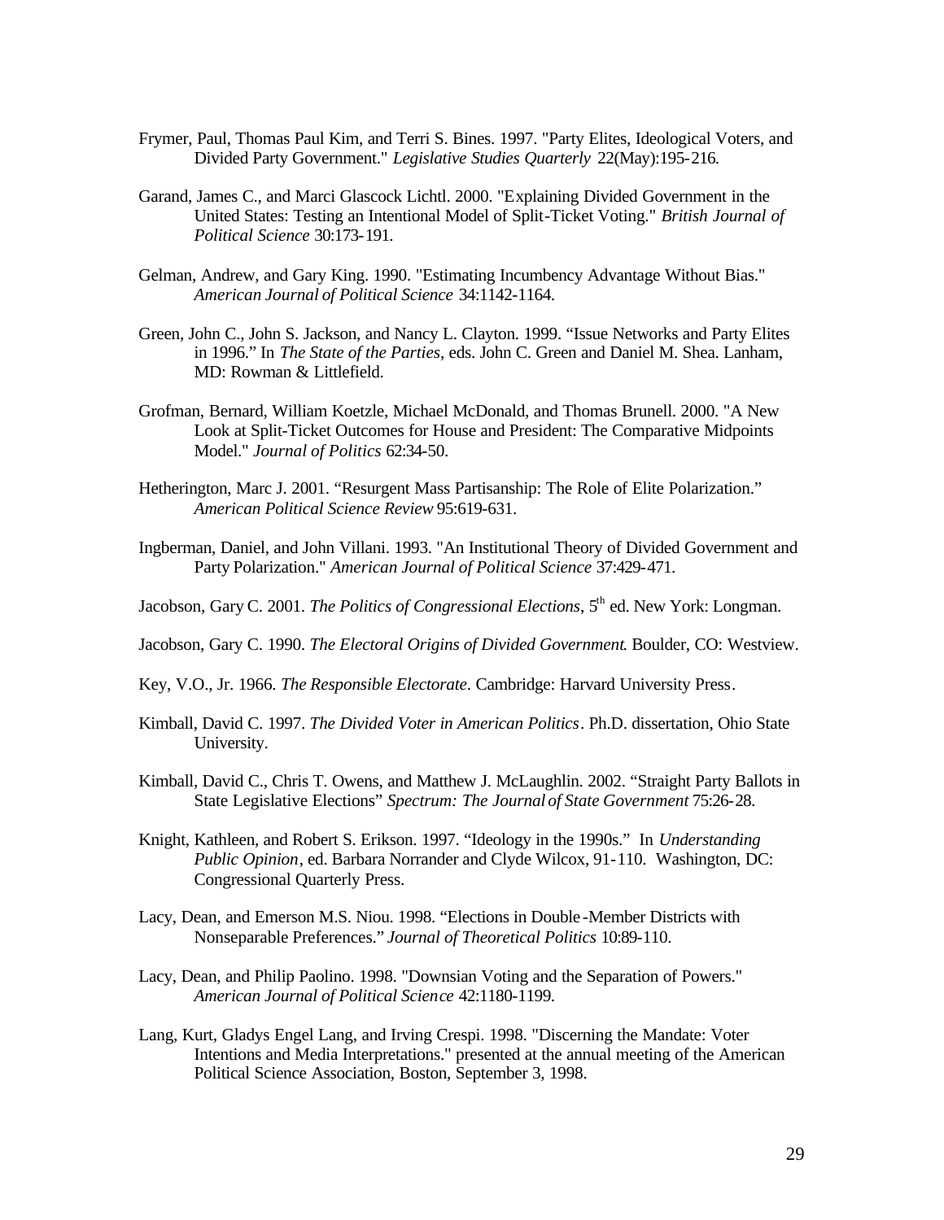Frymer, Paul, Thomas Paul Kim, and Terri S. Bines. 1997. "Party Elites, Ideological Voters, and Divided Party Government." *Legislative Studies Quarterly* 22(May):195-216.

Garand, James C., and Marci Glascock Lichtl. 2000. "Explaining Divided Government in the United States: Testing an Intentional Model of Split-Ticket Voting." *British Journal of Political Science* 30:173-191.

Gelman, Andrew, and Gary King. 1990. "Estimating Incumbency Advantage Without Bias." *American Journal of Political Science* 34:1142-1164.

Green, John C., John S. Jackson, and Nancy L. Clayton. 1999. "Issue Networks and Party Elites in 1996." In *The State of the Parties*, eds. John C. Green and Daniel M. Shea. Lanham, MD: Rowman & Littlefield.

Grofman, Bernard, William Koetzle, Michael McDonald, and Thomas Brunell. 2000. "A New Look at Split-Ticket Outcomes for House and President: The Comparative Midpoints Model." *Journal of Politics* 62:34-50.

Hetherington, Marc J. 2001. "Resurgent Mass Partisanship: The Role of Elite Polarization." *American Political Science Review* 95:619-631.

Ingberman, Daniel, and John Villani. 1993. "An Institutional Theory of Divided Government and Party Polarization." *American Journal of Political Science* 37:429-471.

Jacobson, Gary C. 2001. *The Politics of Congressional Elections*, 5th ed. New York: Longman.

Jacobson, Gary C. 1990. *The Electoral Origins of Divided Government*. Boulder, CO: Westview.

Key, V.O., Jr. 1966. *The Responsible Electorate*. Cambridge: Harvard University Press.

Kimball, David C. 1997. *The Divided Voter in American Politics*. Ph.D. dissertation, Ohio State University.

Kimball, David C., Chris T. Owens, and Matthew J. McLaughlin. 2002. "Straight Party Ballots in State Legislative Elections" *Spectrum: The Journal of State Government* 75:26-28.

Knight, Kathleen, and Robert S. Erikson. 1997. "Ideology in the 1990s." In *Understanding Public Opinion*, ed. Barbara Norrander and Clyde Wilcox, 91-110. Washington, DC: Congressional Quarterly Press.

Lacy, Dean, and Emerson M.S. Niou. 1998. "Elections in Double-Member Districts with Nonseparable Preferences." *Journal of Theoretical Politics* 10:89-110.

Lacy, Dean, and Philip Paolino. 1998. "Downsian Voting and the Separation of Powers." *American Journal of Political Science* 42:1180-1199.

Lang, Kurt, Gladys Engel Lang, and Irving Crespi. 1998. "Discerning the Mandate: Voter Intentions and Media Interpretations." presented at the annual meeting of the American Political Science Association, Boston, September 3, 1998.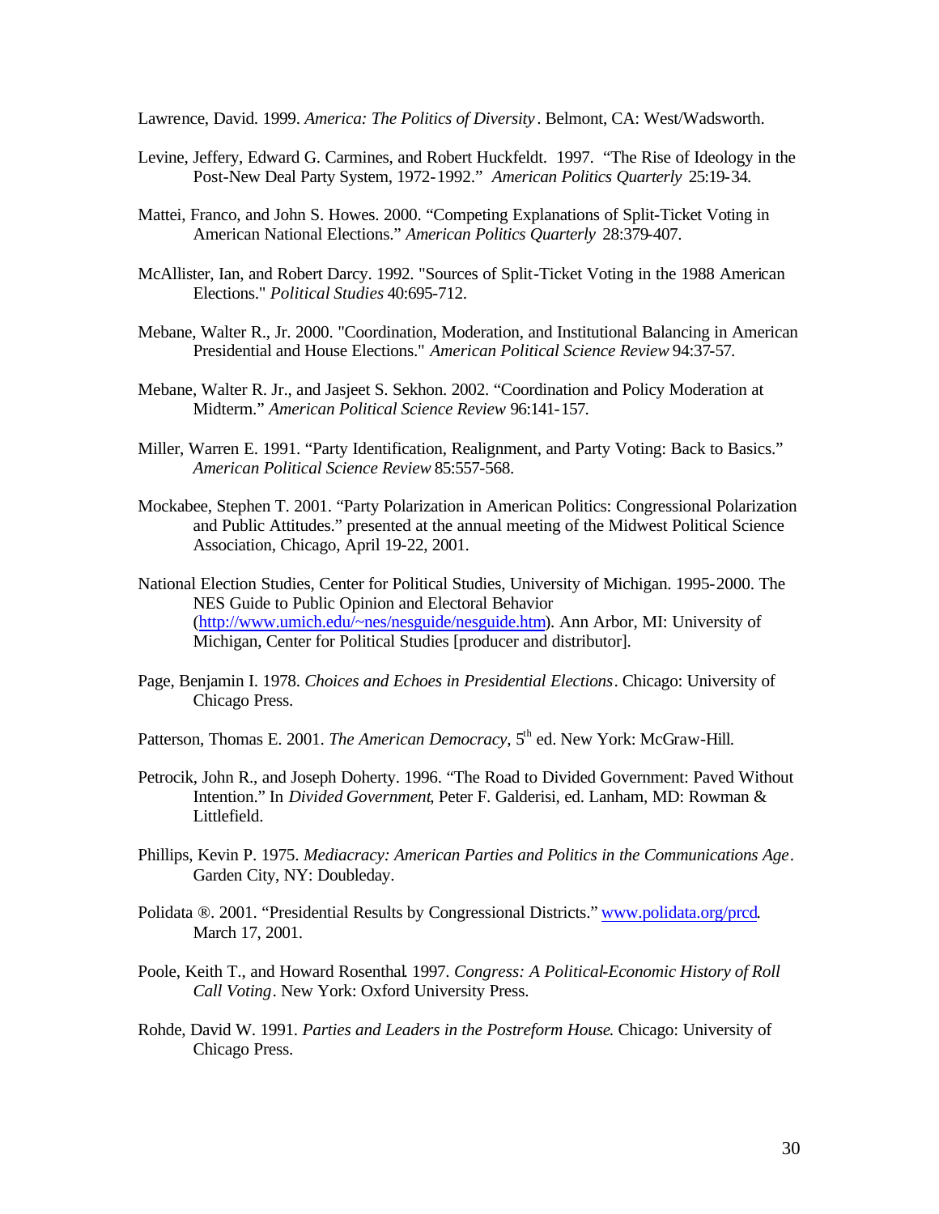Lawrence, David. 1999. *America: The Politics of Diversity*. Belmont, CA: West/Wadsworth.

Levine, Jeffery, Edward G. Carmines, and Robert Huckfeldt. 1997. "The Rise of Ideology in the Post-New Deal Party System, 1972-1992." *American Politics Quarterly* 25:19-34.

Mattei, Franco, and John S. Howes. 2000. "Competing Explanations of Split-Ticket Voting in American National Elections." *American Politics Quarterly* 28:379-407.

McAllister, Ian, and Robert Darcy. 1992. "Sources of Split-Ticket Voting in the 1988 American Elections." *Political Studies* 40:695-712.

Mebane, Walter R., Jr. 2000. "Coordination, Moderation, and Institutional Balancing in American Presidential and House Elections." *American Political Science Review* 94:37-57.

Mebane, Walter R. Jr., and Jasjeet S. Sekhon. 2002. "Coordination and Policy Moderation at Midterm." *American Political Science Review* 96:141-157.

Miller, Warren E. 1991. "Party Identification, Realignment, and Party Voting: Back to Basics." *American Political Science Review* 85:557-568.

Mockabee, Stephen T. 2001. "Party Polarization in American Politics: Congressional Polarization and Public Attitudes." presented at the annual meeting of the Midwest Political Science Association, Chicago, April 19-22, 2001.

National Election Studies, Center for Political Studies, University of Michigan. 1995-2000. The NES Guide to Public Opinion and Electoral Behavior (http://www.umich.edu/~nes/nesguide/nesguide.htm). Ann Arbor, MI: University of Michigan, Center for Political Studies [producer and distributor].

Page, Benjamin I. 1978. *Choices and Echoes in Presidential Elections*. Chicago: University of Chicago Press.

Patterson, Thomas E. 2001. *The American Democracy*, 5th ed. New York: McGraw-Hill.

Petrocik, John R., and Joseph Doherty. 1996. "The Road to Divided Government: Paved Without Intention." In *Divided Government*, Peter F. Galderisi, ed. Lanham, MD: Rowman & Littlefield.

Phillips, Kevin P. 1975. *Mediacracy: American Parties and Politics in the Communications Age*. Garden City, NY: Doubleday.

Polidata ®. 2001. "Presidential Results by Congressional Districts." www.polidata.org/prcd. March 17, 2001.

Poole, Keith T., and Howard Rosenthal. 1997. *Congress: A Political-Economic History of Roll Call Voting*. New York: Oxford University Press.

Rohde, David W. 1991. *Parties and Leaders in the Postreform House*. Chicago: University of Chicago Press.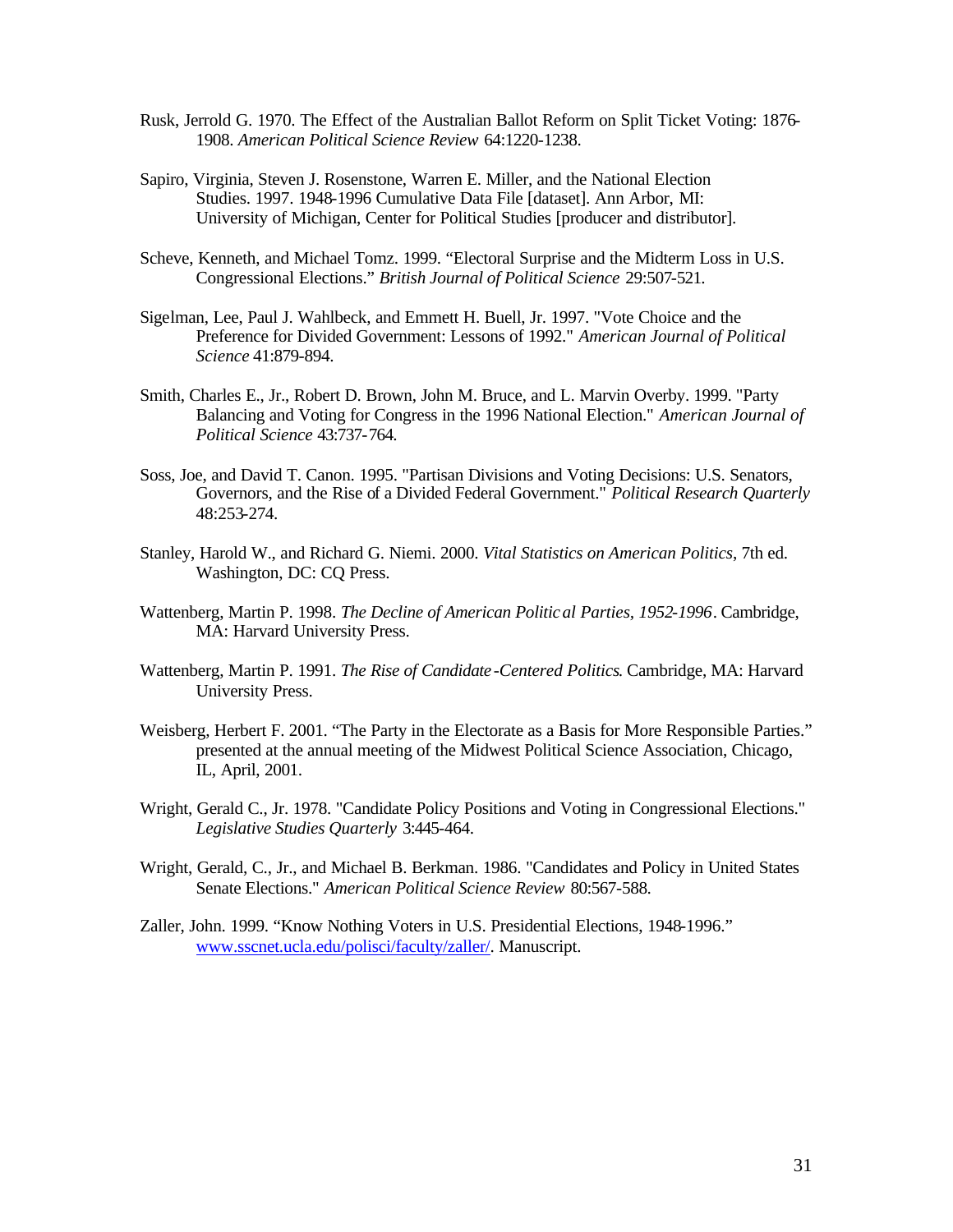Rusk, Jerrold G. 1970. The Effect of the Australian Ballot Reform on Split Ticket Voting: 1876-1908. *American Political Science Review* 64:1220-1238.

Sapiro, Virginia, Steven J. Rosenstone, Warren E. Miller, and the National Election Studies. 1997. 1948-1996 Cumulative Data File [dataset]. Ann Arbor, MI: University of Michigan, Center for Political Studies [producer and distributor].

Scheve, Kenneth, and Michael Tomz. 1999. "Electoral Surprise and the Midterm Loss in U.S. Congressional Elections." *British Journal of Political Science* 29:507-521.

Sigelman, Lee, Paul J. Wahlbeck, and Emmett H. Buell, Jr. 1997. "Vote Choice and the Preference for Divided Government: Lessons of 1992." *American Journal of Political Science* 41:879-894.

Smith, Charles E., Jr., Robert D. Brown, John M. Bruce, and L. Marvin Overby. 1999. "Party Balancing and Voting for Congress in the 1996 National Election." *American Journal of Political Science* 43:737-764.

Soss, Joe, and David T. Canon. 1995. "Partisan Divisions and Voting Decisions: U.S. Senators, Governors, and the Rise of a Divided Federal Government." *Political Research Quarterly* 48:253-274.

Stanley, Harold W., and Richard G. Niemi. 2000. *Vital Statistics on American Politics*, 7th ed. Washington, DC: CQ Press.

Wattenberg, Martin P. 1998. *The Decline of American Political Parties, 1952-1996*. Cambridge, MA: Harvard University Press.

Wattenberg, Martin P. 1991. *The Rise of Candidate-Centered Politics*. Cambridge, MA: Harvard University Press.

Weisberg, Herbert F. 2001. "The Party in the Electorate as a Basis for More Responsible Parties." presented at the annual meeting of the Midwest Political Science Association, Chicago, IL, April, 2001.

Wright, Gerald C., Jr. 1978. "Candidate Policy Positions and Voting in Congressional Elections." *Legislative Studies Quarterly* 3:445-464.

Wright, Gerald, C., Jr., and Michael B. Berkman. 1986. "Candidates and Policy in United States Senate Elections." *American Political Science Review* 80:567-588.

Zaller, John. 1999. "Know Nothing Voters in U.S. Presidential Elections, 1948-1996." www.sscnet.ucla.edu/polisci/faculty/zaller/. Manuscript.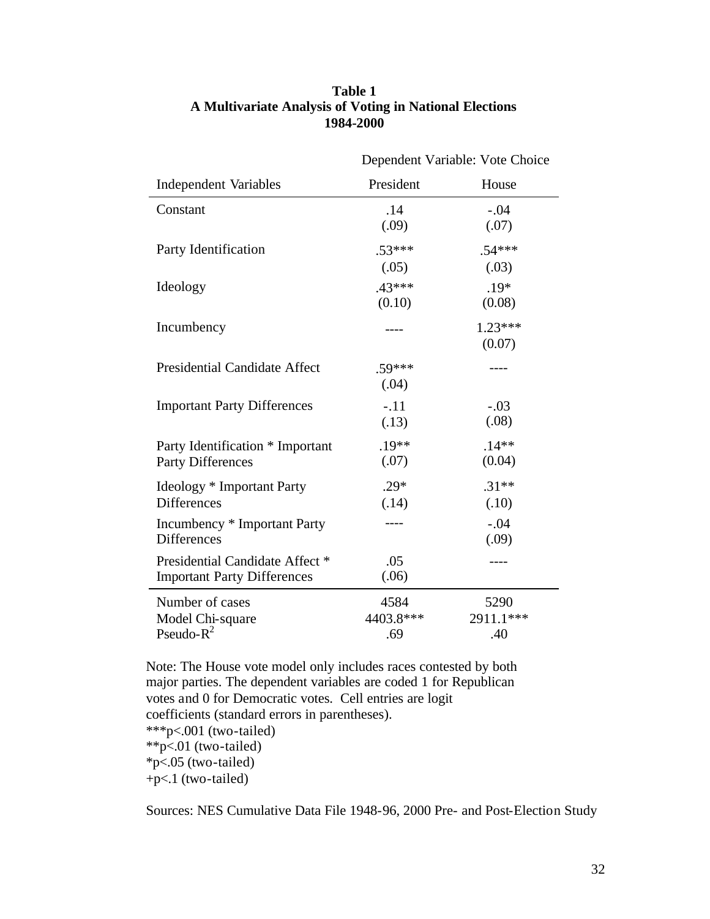**Table 1**
**A Multivariate Analysis of Voting in National Elections**
**1984-2000**

| | Dependent Variable: Vote Choice | |
|---|---|---|
| Independent Variables | President | House |
| Constant | .14 (.09) | -.04 (.07) |
| Party Identification | .53*** (.05) | .54*** (.03) |
| Ideology | .43*** (0.10) | .19* (0.08) |
| Incumbency | ---- | 1.23*** (0.07) |
| Presidential Candidate Affect | .59*** (.04) | ---- |
| Important Party Differences | -.11 (.13) | -.03 (.08) |
| Party Identification * Important Party Differences | .19** (.07) | .14** (0.04) |
| Ideology * Important Party Differences | .29* (.14) | .31** (.10) |
| Incumbency * Important Party Differences | ---- | -.04 (.09) |
| Presidential Candidate Affect * Important Party Differences | .05 (.06) | ---- |
| Number of cases | 4584 | 5290 |
| Model Chi-square | 4403.8*** | 2911.1*** |
| Pseudo-$R^2$ | .69 | .40 |

Note: The House vote model only includes races contested by both major parties. The dependent variables are coded 1 for Republican votes and 0 for Democratic votes. Cell entries are logit coefficients (standard errors in parentheses).
***p<.001 (two-tailed)
**p<.01 (two-tailed)
*p<.05 (two-tailed)
+p<.1 (two-tailed)

Sources: NES Cumulative Data File 1948-96, 2000 Pre- and Post-Election Study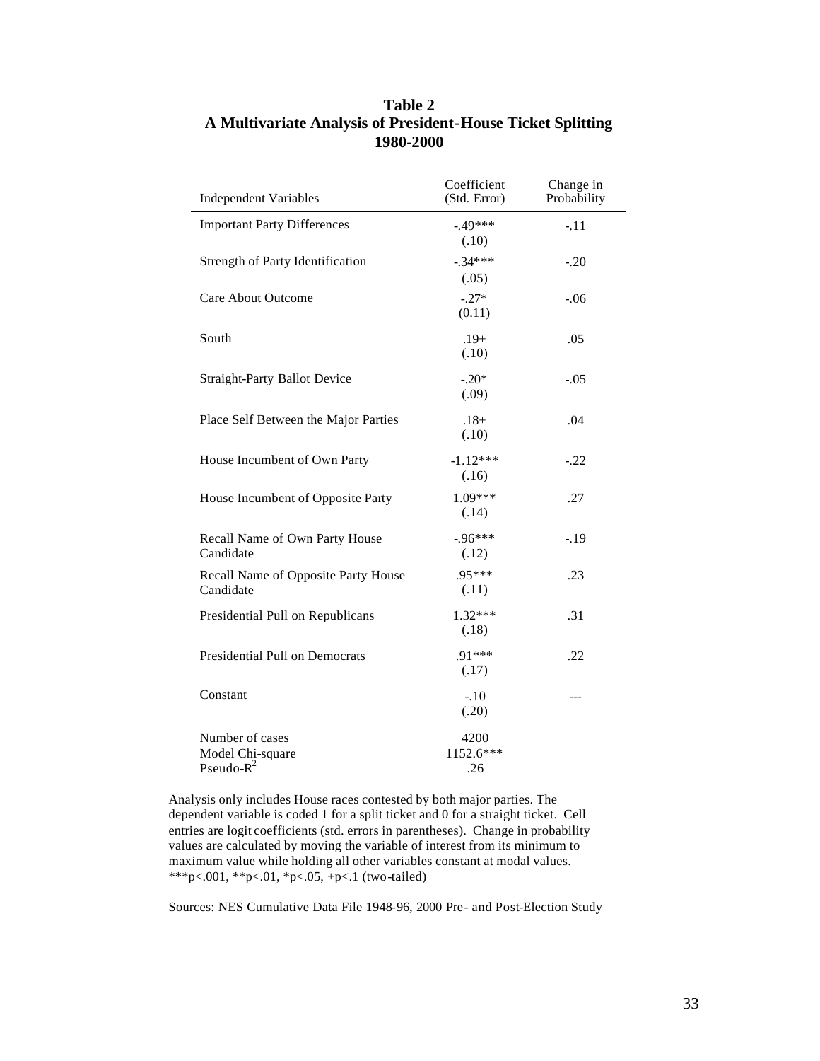**Table 2**
**A Multivariate Analysis of President-House Ticket Splitting**
**1980-2000**

| Independent Variables | Coefficient (Std. Error) | Change in Probability |
|---|---|---|
| Important Party Differences | -.49*** (.10) | -.11 |
| Strength of Party Identification | -.34*** (.05) | -.20 |
| Care About Outcome | -.27* (0.11) | -.06 |
| South | .19+ (.10) | .05 |
| Straight-Party Ballot Device | -.20* (.09) | -.05 |
| Place Self Between the Major Parties | .18+ (.10) | .04 |
| House Incumbent of Own Party | -1.12*** (.16) | -.22 |
| House Incumbent of Opposite Party | 1.09*** (.14) | .27 |
| Recall Name of Own Party House Candidate | -.96*** (.12) | -.19 |
| Recall Name of Opposite Party House Candidate | .95*** (.11) | .23 |
| Presidential Pull on Republicans | 1.32*** (.18) | .31 |
| Presidential Pull on Democrats | .91*** (.17) | .22 |
| Constant | -.10 (.20) | --- |
| Number of cases | 4200 | |
| Model Chi-square | 1152.6*** | |
| Pseudo-$R^2$ | .26 | |

Analysis only includes House races contested by both major parties. The dependent variable is coded 1 for a split ticket and 0 for a straight ticket. Cell entries are logit coefficients (std. errors in parentheses). Change in probability values are calculated by moving the variable of interest from its minimum to maximum value while holding all other variables constant at modal values.
***p<.001, **p<.01, *p<.05, +p<.1 (two-tailed)

Sources: NES Cumulative Data File 1948-96, 2000 Pre- and Post-Election Study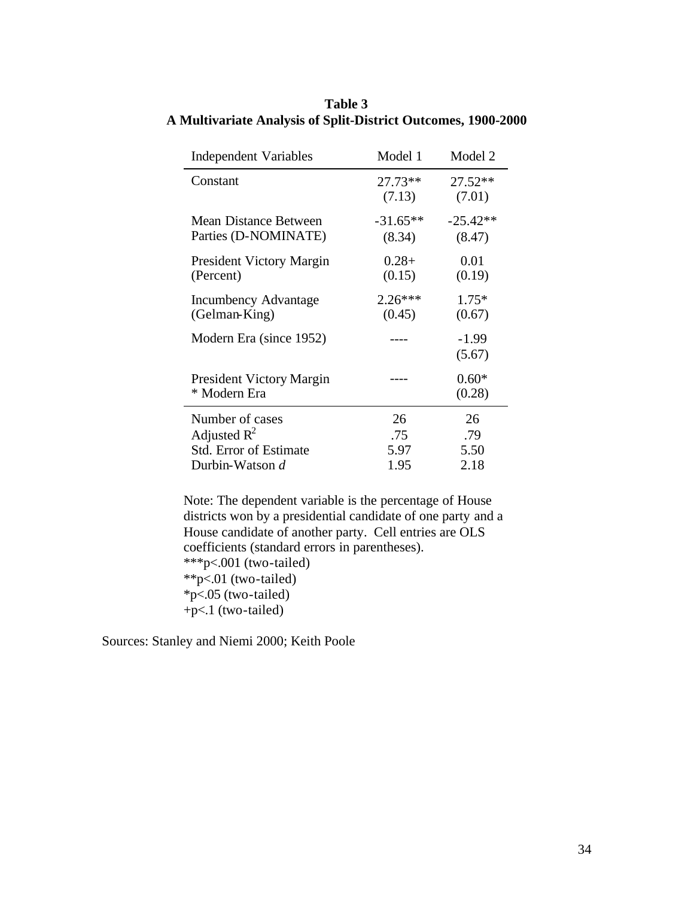**Table 3**
**A Multivariate Analysis of Split-District Outcomes, 1900-2000**

| Independent Variables | Model 1 | Model 2 |
|---|---|---|
| Constant | 27.73** (7.13) | 27.52** (7.01) |
| Mean Distance Between Parties (D-NOMINATE) | -31.65** (8.34) | -25.42** (8.47) |
| President Victory Margin (Percent) | 0.28+ (0.15) | 0.01 (0.19) |
| Incumbency Advantage (Gelman-King) | 2.26*** (0.45) | 1.75* (0.67) |
| Modern Era (since 1952) | ---- | -1.99 (5.67) |
| President Victory Margin * Modern Era | ---- | 0.60* (0.28) |
| Number of cases | 26 | 26 |
| Adjusted $R^2$ | .75 | .79 |
| Std. Error of Estimate | 5.97 | 5.50 |
| Durbin-Watson *d* | 1.95 | 2.18 |

Note: The dependent variable is the percentage of House districts won by a presidential candidate of one party and a House candidate of another party. Cell entries are OLS coefficients (standard errors in parentheses).
***p<.001 (two-tailed)
**p<.01 (two-tailed)
*p<.05 (two-tailed)
+p<.1 (two-tailed)

Sources: Stanley and Niemi 2000; Keith Poole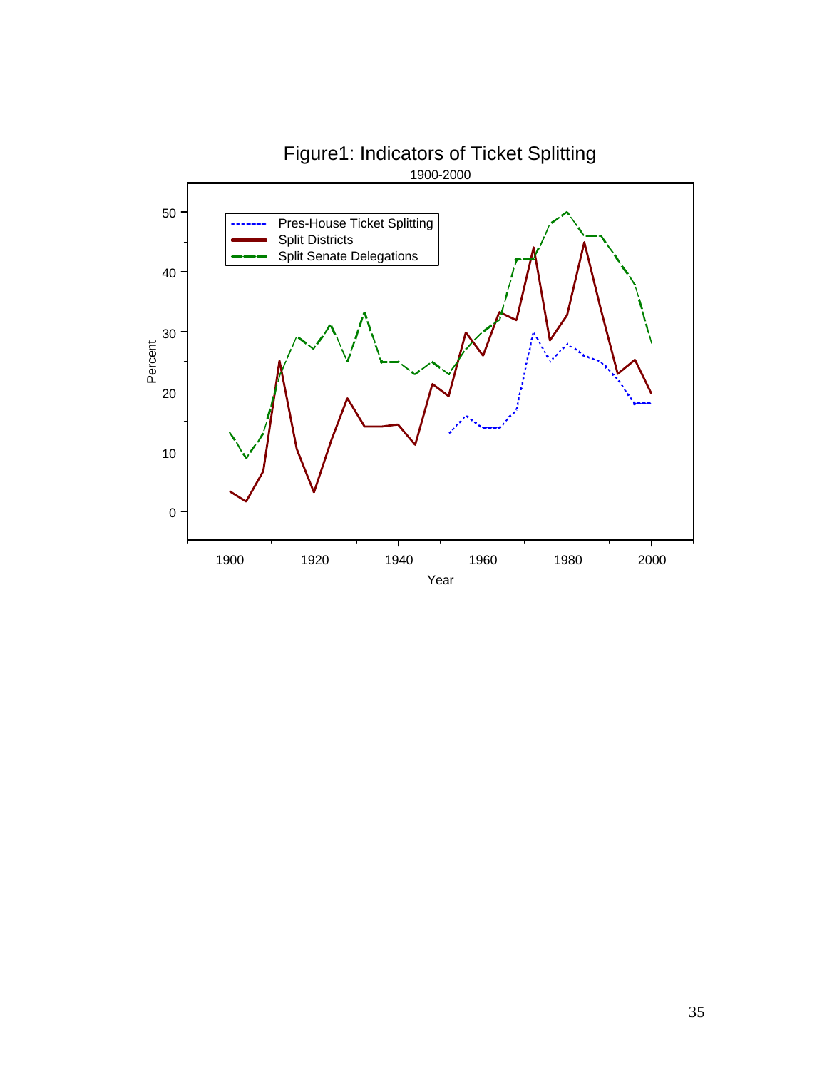Figure1: Indicators of Ticket Splitting

1900-2000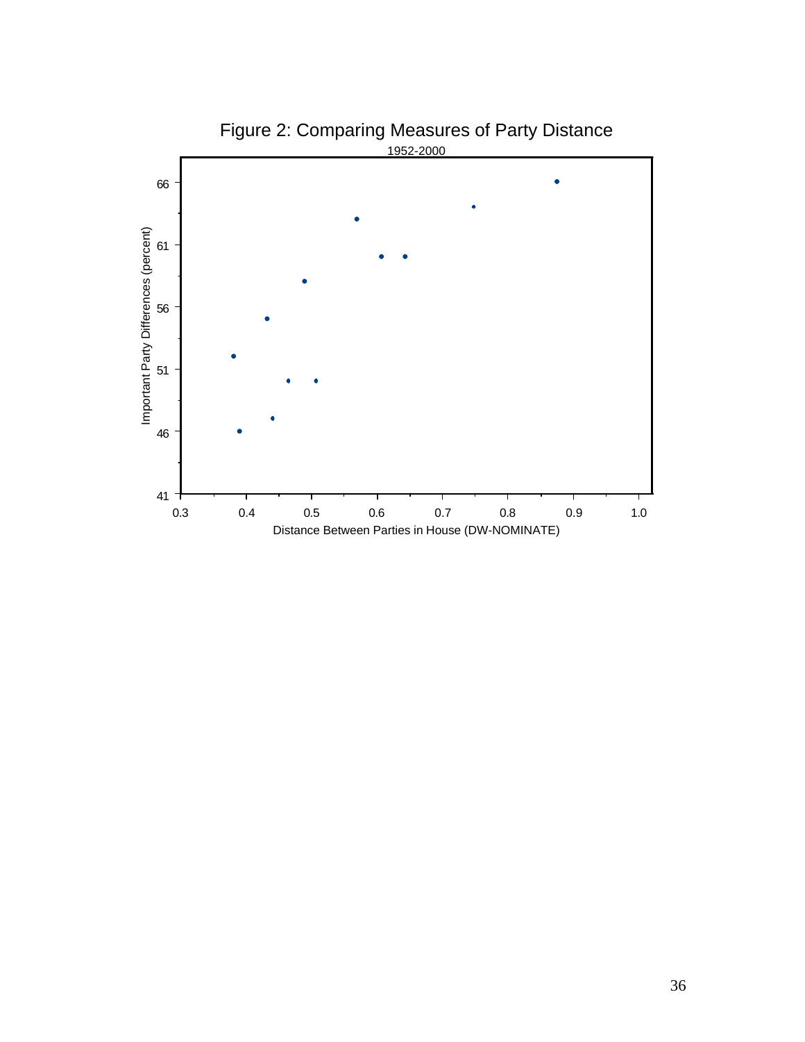Figure 2: Comparing Measures of Party Distance

1952-2000

Important Party Differences (percent)

66

61

56

51

46

41

0.3 0.4 0.5 0.6 0.7 0.8 0.9 1.0

Distance Between Parties in House (DW-NOMINATE)